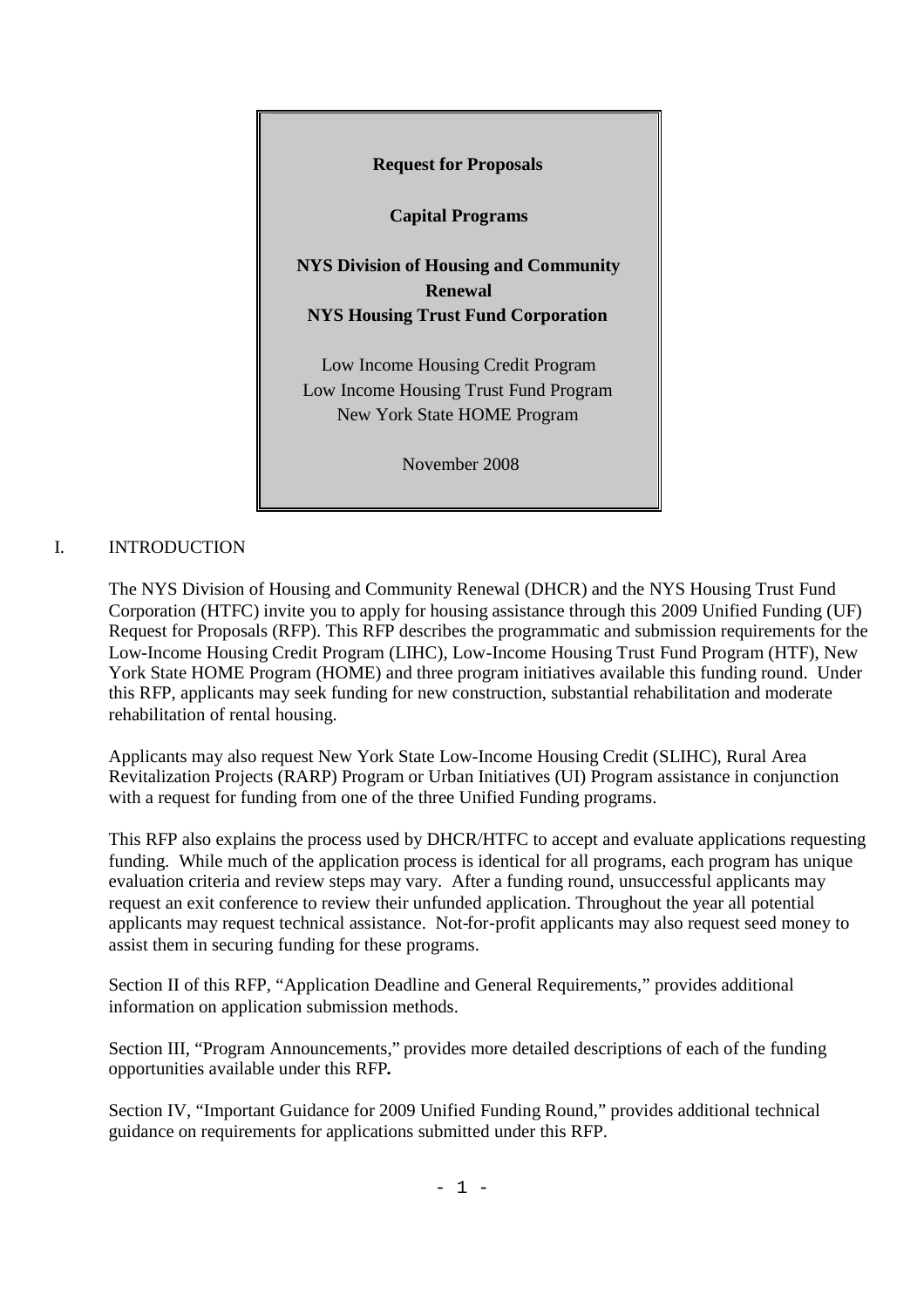**Request for Proposals**

**Capital Programs**

**NYS Division of Housing and Community Renewal**
**NYS Housing Trust Fund Corporation**

Low Income Housing Credit Program
Low Income Housing Trust Fund Program
New York State HOME Program

November 2008

## I. INTRODUCTION

The NYS Division of Housing and Community Renewal (DHCR) and the NYS Housing Trust Fund Corporation (HTFC) invite you to apply for housing assistance through this 2009 Unified Funding (UF) Request for Proposals (RFP). This RFP describes the programmatic and submission requirements for the Low-Income Housing Credit Program (LIHC), Low-Income Housing Trust Fund Program (HTF), New York State HOME Program (HOME) and three program initiatives available this funding round. Under this RFP, applicants may seek funding for new construction, substantial rehabilitation and moderate rehabilitation of rental housing.

Applicants may also request New York State Low-Income Housing Credit (SLIHC), Rural Area Revitalization Projects (RARP) Program or Urban Initiatives (UI) Program assistance in conjunction with a request for funding from one of the three Unified Funding programs.

This RFP also explains the process used by DHCR/HTFC to accept and evaluate applications requesting funding. While much of the application process is identical for all programs, each program has unique evaluation criteria and review steps may vary. After a funding round, unsuccessful applicants may request an exit conference to review their unfunded application. Throughout the year all potential applicants may request technical assistance. Not-for-profit applicants may also request seed money to assist them in securing funding for these programs.

Section II of this RFP, "Application Deadline and General Requirements," provides additional information on application submission methods.

Section III, "Program Announcements," provides more detailed descriptions of each of the funding opportunities available under this RFP**.**

Section IV, "Important Guidance for 2009 Unified Funding Round," provides additional technical guidance on requirements for applications submitted under this RFP.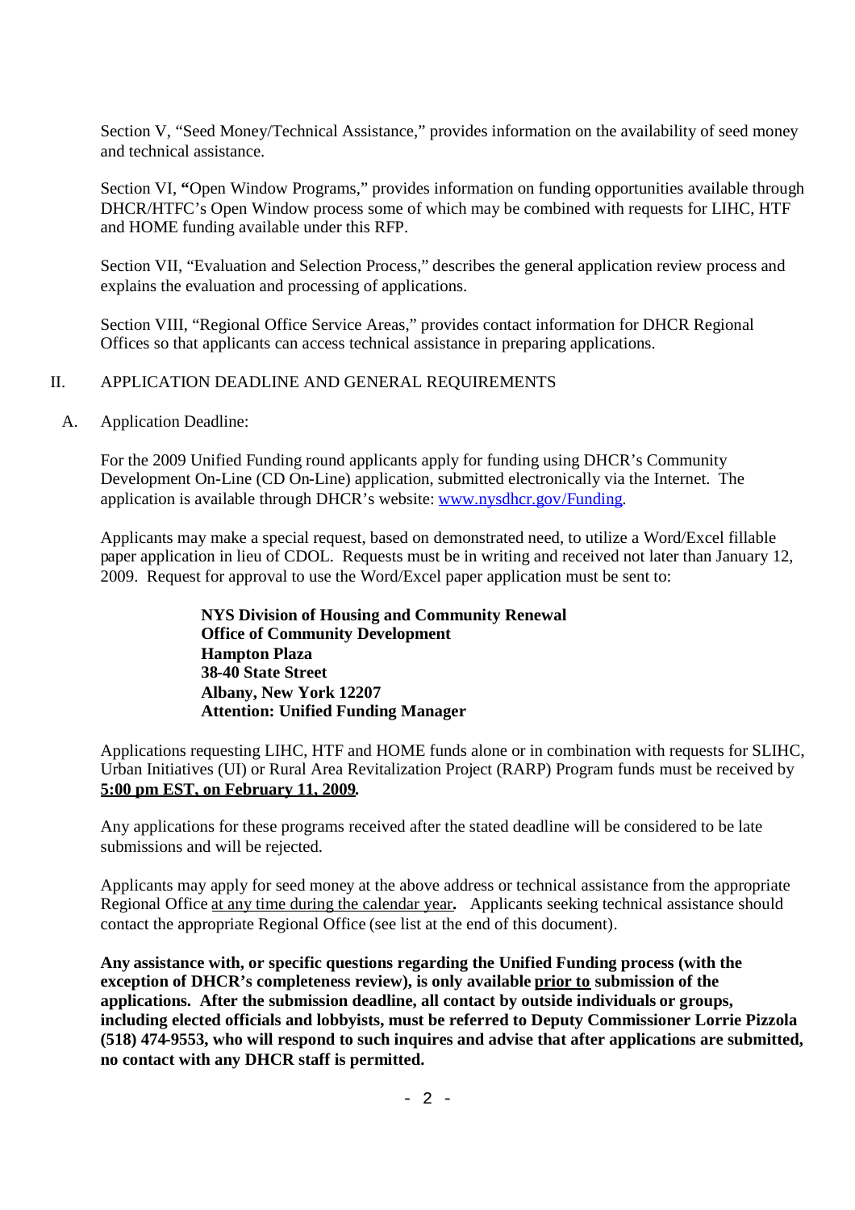Section V, "Seed Money/Technical Assistance," provides information on the availability of seed money and technical assistance.

Section VI, **"**Open Window Programs," provides information on funding opportunities available through DHCR/HTFC's Open Window process some of which may be combined with requests for LIHC, HTF and HOME funding available under this RFP.

Section VII, "Evaluation and Selection Process," describes the general application review process and explains the evaluation and processing of applications.

Section VIII, "Regional Office Service Areas," provides contact information for DHCR Regional Offices so that applicants can access technical assistance in preparing applications.

## II. APPLICATION DEADLINE AND GENERAL REQUIREMENTS

### A. Application Deadline:

For the 2009 Unified Funding round applicants apply for funding using DHCR's Community Development On-Line (CD On-Line) application, submitted electronically via the Internet. The application is available through DHCR's website: [www.nysdhcr.gov/Funding](http://www.nysdhcr.gov/Funding).

Applicants may make a special request, based on demonstrated need, to utilize a Word/Excel fillable paper application in lieu of CDOL. Requests must be in writing and received not later than January 12, 2009. Request for approval to use the Word/Excel paper application must be sent to:

> **NYS Division of Housing and Community Renewal**
> **Office of Community Development**
> **Hampton Plaza**
> **38-40 State Street**
> **Albany, New York 12207**
> **Attention: Unified Funding Manager**

Applications requesting LIHC, HTF and HOME funds alone or in combination with requests for SLIHC, Urban Initiatives (UI) or Rural Area Revitalization Project (RARP) Program funds must be received by **5:00 pm EST, on February 11, 2009.**

Any applications for these programs received after the stated deadline will be considered to be late submissions and will be rejected.

Applicants may apply for seed money at the above address or technical assistance from the appropriate Regional Office at any time during the calendar year**.** Applicants seeking technical assistance should contact the appropriate Regional Office (see list at the end of this document).

**Any assistance with, or specific questions regarding the Unified Funding process (with the exception of DHCR's completeness review), is only available prior to submission of the applications. After the submission deadline, all contact by outside individuals or groups, including elected officials and lobbyists, must be referred to Deputy Commissioner Lorrie Pizzola (518) 474-9553, who will respond to such inquires and advise that after applications are submitted, no contact with any DHCR staff is permitted.**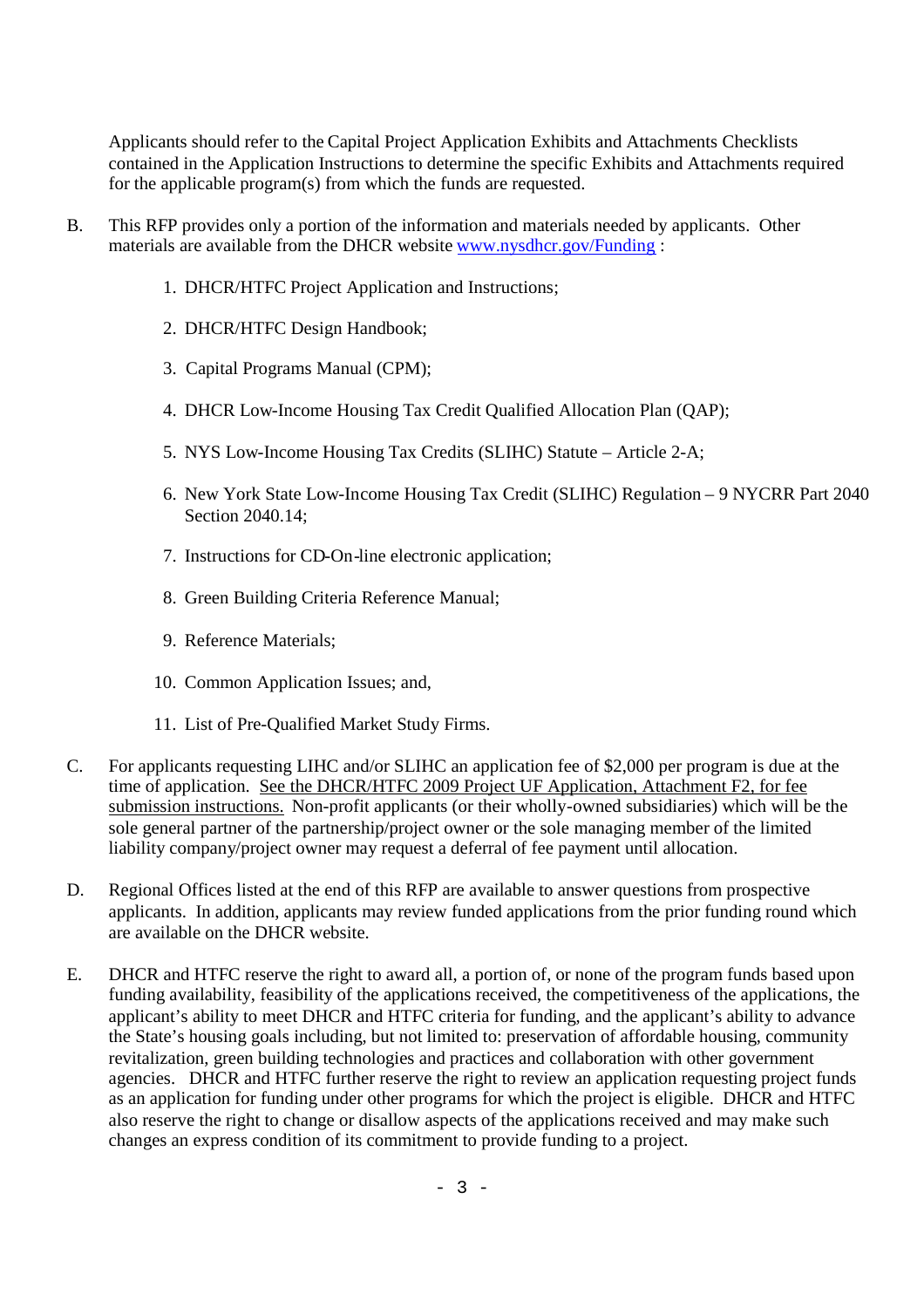Applicants should refer to the Capital Project Application Exhibits and Attachments Checklists contained in the Application Instructions to determine the specific Exhibits and Attachments required for the applicable program(s) from which the funds are requested.

B. This RFP provides only a portion of the information and materials needed by applicants. Other materials are available from the DHCR website [www.nysdhcr.gov/Funding](http://www.nysdhcr.gov/Funding) :

1. DHCR/HTFC Project Application and Instructions;
2. DHCR/HTFC Design Handbook;
3. Capital Programs Manual (CPM);
4. DHCR Low-Income Housing Tax Credit Qualified Allocation Plan (QAP);
5. NYS Low-Income Housing Tax Credits (SLIHC) Statute – Article 2-A;
6. New York State Low-Income Housing Tax Credit (SLIHC) Regulation – 9 NYCRR Part 2040 Section 2040.14;
7. Instructions for CD-On-line electronic application;
8. Green Building Criteria Reference Manual;
9. Reference Materials;
10. Common Application Issues; and,
11. List of Pre-Qualified Market Study Firms.

C. For applicants requesting LIHC and/or SLIHC an application fee of $2,000 per program is due at the time of application. <u>See the DHCR/HTFC 2009 Project UF Application, Attachment F2, for fee submission instructions.</u> Non-profit applicants (or their wholly-owned subsidiaries) which will be the sole general partner of the partnership/project owner or the sole managing member of the limited liability company/project owner may request a deferral of fee payment until allocation.

D. Regional Offices listed at the end of this RFP are available to answer questions from prospective applicants. In addition, applicants may review funded applications from the prior funding round which are available on the DHCR website.

E. DHCR and HTFC reserve the right to award all, a portion of, or none of the program funds based upon funding availability, feasibility of the applications received, the competitiveness of the applications, the applicant's ability to meet DHCR and HTFC criteria for funding, and the applicant's ability to advance the State's housing goals including, but not limited to: preservation of affordable housing, community revitalization, green building technologies and practices and collaboration with other government agencies. DHCR and HTFC further reserve the right to review an application requesting project funds as an application for funding under other programs for which the project is eligible. DHCR and HTFC also reserve the right to change or disallow aspects of the applications received and may make such changes an express condition of its commitment to provide funding to a project.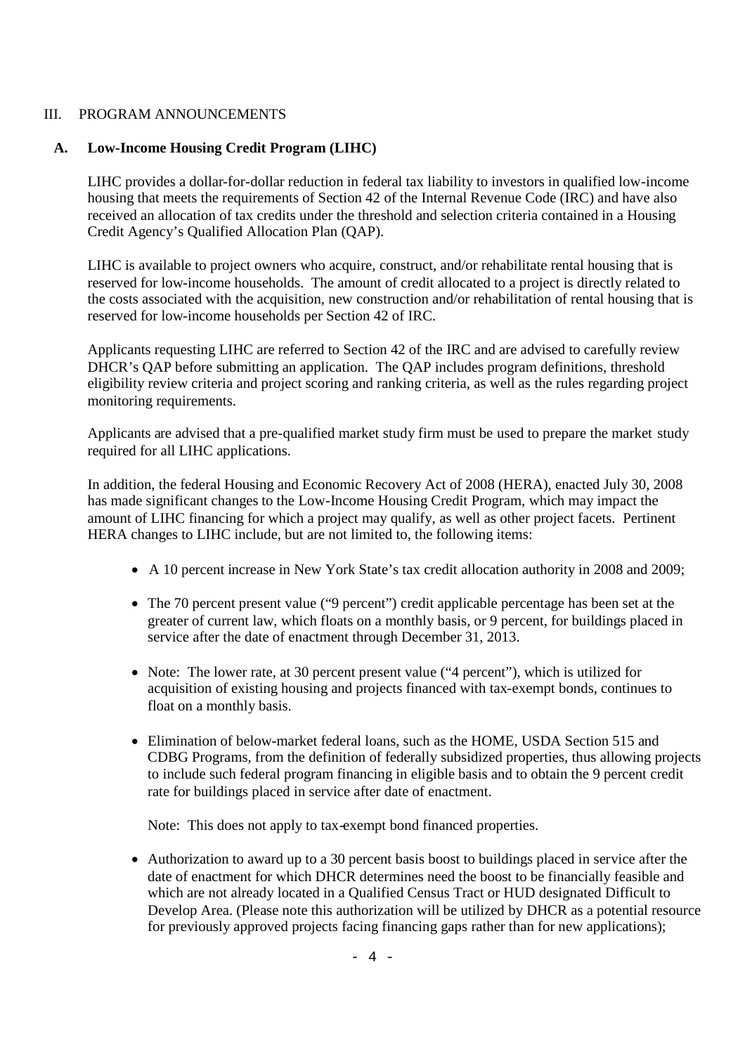## III. PROGRAM ANNOUNCEMENTS

### A. Low-Income Housing Credit Program (LIHC)

LIHC provides a dollar-for-dollar reduction in federal tax liability to investors in qualified low-income housing that meets the requirements of Section 42 of the Internal Revenue Code (IRC) and have also received an allocation of tax credits under the threshold and selection criteria contained in a Housing Credit Agency's Qualified Allocation Plan (QAP).

LIHC is available to project owners who acquire, construct, and/or rehabilitate rental housing that is reserved for low-income households. The amount of credit allocated to a project is directly related to the costs associated with the acquisition, new construction and/or rehabilitation of rental housing that is reserved for low-income households per Section 42 of IRC.

Applicants requesting LIHC are referred to Section 42 of the IRC and are advised to carefully review DHCR's QAP before submitting an application. The QAP includes program definitions, threshold eligibility review criteria and project scoring and ranking criteria, as well as the rules regarding project monitoring requirements.

Applicants are advised that a pre-qualified market study firm must be used to prepare the market study required for all LIHC applications.

In addition, the federal Housing and Economic Recovery Act of 2008 (HERA), enacted July 30, 2008 has made significant changes to the Low-Income Housing Credit Program, which may impact the amount of LIHC financing for which a project may qualify, as well as other project facets. Pertinent HERA changes to LIHC include, but are not limited to, the following items:

- A 10 percent increase in New York State's tax credit allocation authority in 2008 and 2009;
- The 70 percent present value ("9 percent") credit applicable percentage has been set at the greater of current law, which floats on a monthly basis, or 9 percent, for buildings placed in service after the date of enactment through December 31, 2013.
- Note: The lower rate, at 30 percent present value ("4 percent"), which is utilized for acquisition of existing housing and projects financed with tax-exempt bonds, continues to float on a monthly basis.
- Elimination of below-market federal loans, such as the HOME, USDA Section 515 and CDBG Programs, from the definition of federally subsidized properties, thus allowing projects to include such federal program financing in eligible basis and to obtain the 9 percent credit rate for buildings placed in service after date of enactment.

  Note: This does not apply to tax-exempt bond financed properties.

- Authorization to award up to a 30 percent basis boost to buildings placed in service after the date of enactment for which DHCR determines need the boost to be financially feasible and which are not already located in a Qualified Census Tract or HUD designated Difficult to Develop Area. (Please note this authorization will be utilized by DHCR as a potential resource for previously approved projects facing financing gaps rather than for new applications);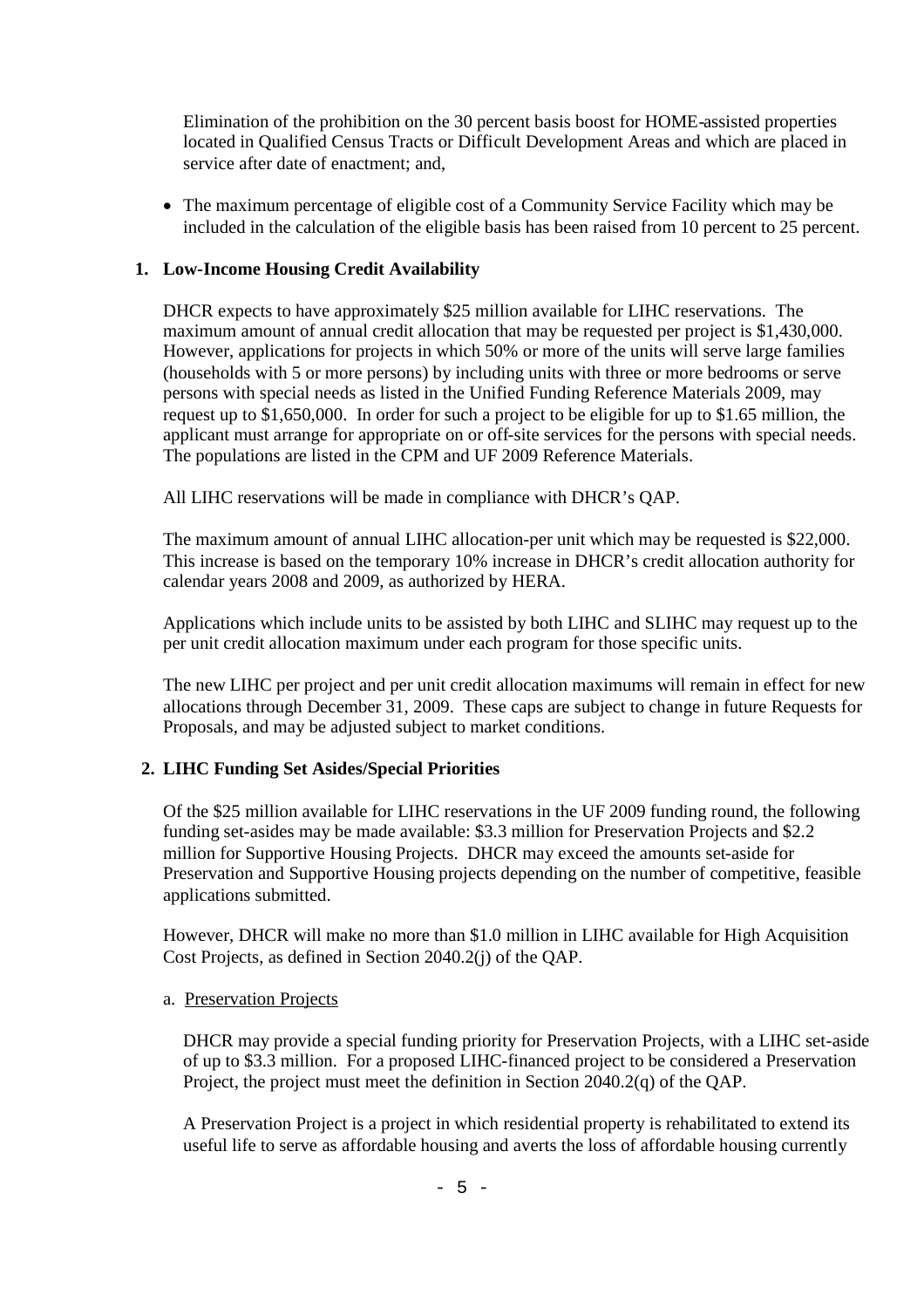Elimination of the prohibition on the 30 percent basis boost for HOME-assisted properties located in Qualified Census Tracts or Difficult Development Areas and which are placed in service after date of enactment; and,

- The maximum percentage of eligible cost of a Community Service Facility which may be included in the calculation of the eligible basis has been raised from 10 percent to 25 percent.

## 1. Low-Income Housing Credit Availability

DHCR expects to have approximately $25 million available for LIHC reservations. The maximum amount of annual credit allocation that may be requested per project is $1,430,000. However, applications for projects in which 50% or more of the units will serve large families (households with 5 or more persons) by including units with three or more bedrooms or serve persons with special needs as listed in the Unified Funding Reference Materials 2009, may request up to $1,650,000. In order for such a project to be eligible for up to $1.65 million, the applicant must arrange for appropriate on or off-site services for the persons with special needs. The populations are listed in the CPM and UF 2009 Reference Materials.

All LIHC reservations will be made in compliance with DHCR's QAP.

The maximum amount of annual LIHC allocation-per unit which may be requested is $22,000. This increase is based on the temporary 10% increase in DHCR's credit allocation authority for calendar years 2008 and 2009, as authorized by HERA.

Applications which include units to be assisted by both LIHC and SLIHC may request up to the per unit credit allocation maximum under each program for those specific units.

The new LIHC per project and per unit credit allocation maximums will remain in effect for new allocations through December 31, 2009. These caps are subject to change in future Requests for Proposals, and may be adjusted subject to market conditions.

## 2. LIHC Funding Set Asides/Special Priorities

Of the $25 million available for LIHC reservations in the UF 2009 funding round, the following funding set-asides may be made available: $3.3 million for Preservation Projects and $2.2 million for Supportive Housing Projects. DHCR may exceed the amounts set-aside for Preservation and Supportive Housing projects depending on the number of competitive, feasible applications submitted.

However, DHCR will make no more than $1.0 million in LIHC available for High Acquisition Cost Projects, as defined in Section 2040.2(j) of the QAP.

a. Preservation Projects

DHCR may provide a special funding priority for Preservation Projects, with a LIHC set-aside of up to $3.3 million. For a proposed LIHC-financed project to be considered a Preservation Project, the project must meet the definition in Section 2040.2(q) of the QAP.

A Preservation Project is a project in which residential property is rehabilitated to extend its useful life to serve as affordable housing and averts the loss of affordable housing currently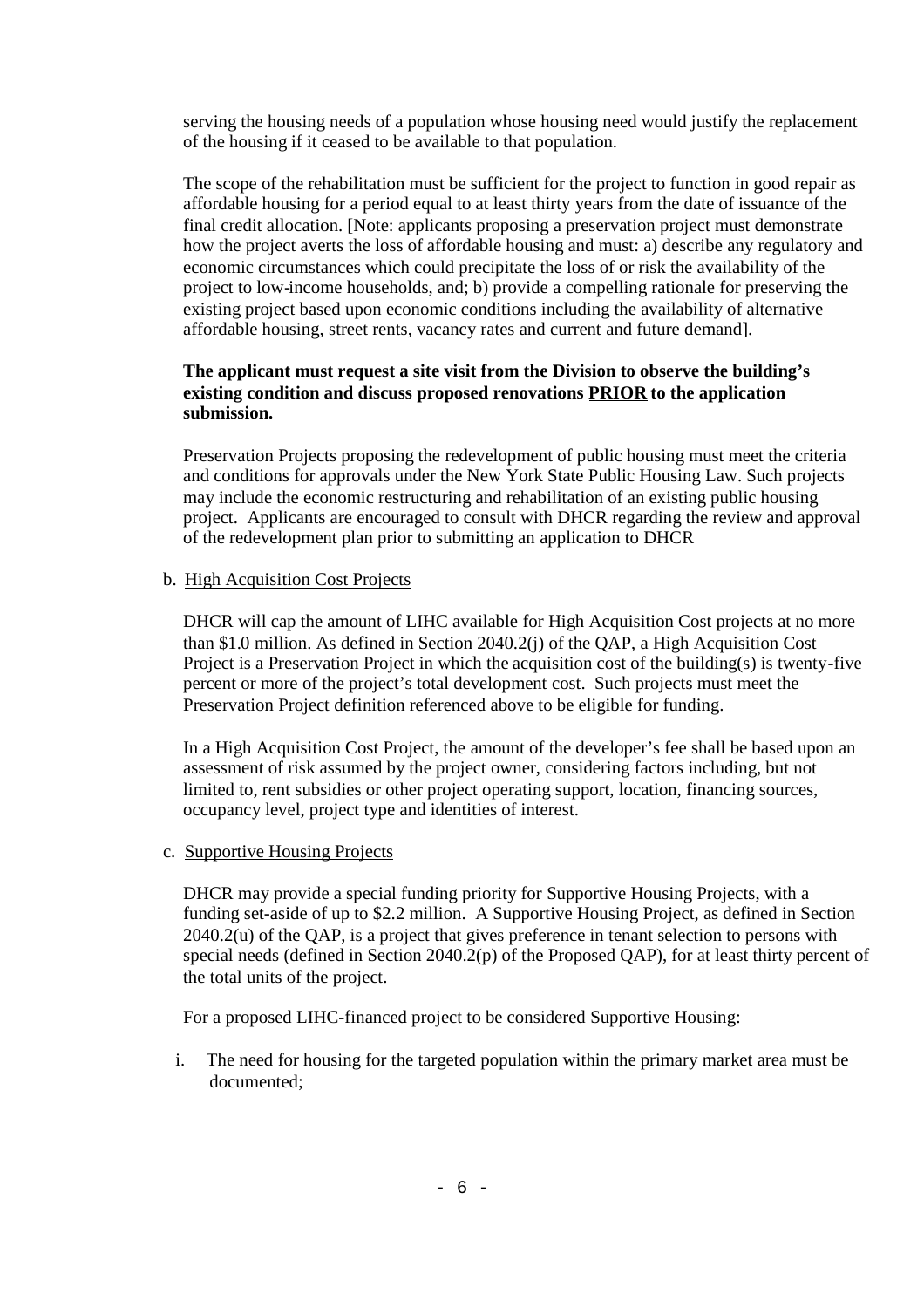serving the housing needs of a population whose housing need would justify the replacement of the housing if it ceased to be available to that population.

The scope of the rehabilitation must be sufficient for the project to function in good repair as affordable housing for a period equal to at least thirty years from the date of issuance of the final credit allocation. [Note: applicants proposing a preservation project must demonstrate how the project averts the loss of affordable housing and must: a) describe any regulatory and economic circumstances which could precipitate the loss of or risk the availability of the project to low-income households, and; b) provide a compelling rationale for preserving the existing project based upon economic conditions including the availability of alternative affordable housing, street rents, vacancy rates and current and future demand].

**The applicant must request a site visit from the Division to observe the building's existing condition and discuss proposed renovations PRIOR to the application submission.**

Preservation Projects proposing the redevelopment of public housing must meet the criteria and conditions for approvals under the New York State Public Housing Law. Such projects may include the economic restructuring and rehabilitation of an existing public housing project. Applicants are encouraged to consult with DHCR regarding the review and approval of the redevelopment plan prior to submitting an application to DHCR

b. High Acquisition Cost Projects

DHCR will cap the amount of LIHC available for High Acquisition Cost projects at no more than $1.0 million. As defined in Section 2040.2(j) of the QAP, a High Acquisition Cost Project is a Preservation Project in which the acquisition cost of the building(s) is twenty-five percent or more of the project's total development cost. Such projects must meet the Preservation Project definition referenced above to be eligible for funding.

In a High Acquisition Cost Project, the amount of the developer's fee shall be based upon an assessment of risk assumed by the project owner, considering factors including, but not limited to, rent subsidies or other project operating support, location, financing sources, occupancy level, project type and identities of interest.

c. Supportive Housing Projects

DHCR may provide a special funding priority for Supportive Housing Projects, with a funding set-aside of up to $2.2 million. A Supportive Housing Project, as defined in Section 2040.2(u) of the QAP, is a project that gives preference in tenant selection to persons with special needs (defined in Section 2040.2(p) of the Proposed QAP), for at least thirty percent of the total units of the project.

For a proposed LIHC-financed project to be considered Supportive Housing:

i. The need for housing for the targeted population within the primary market area must be documented;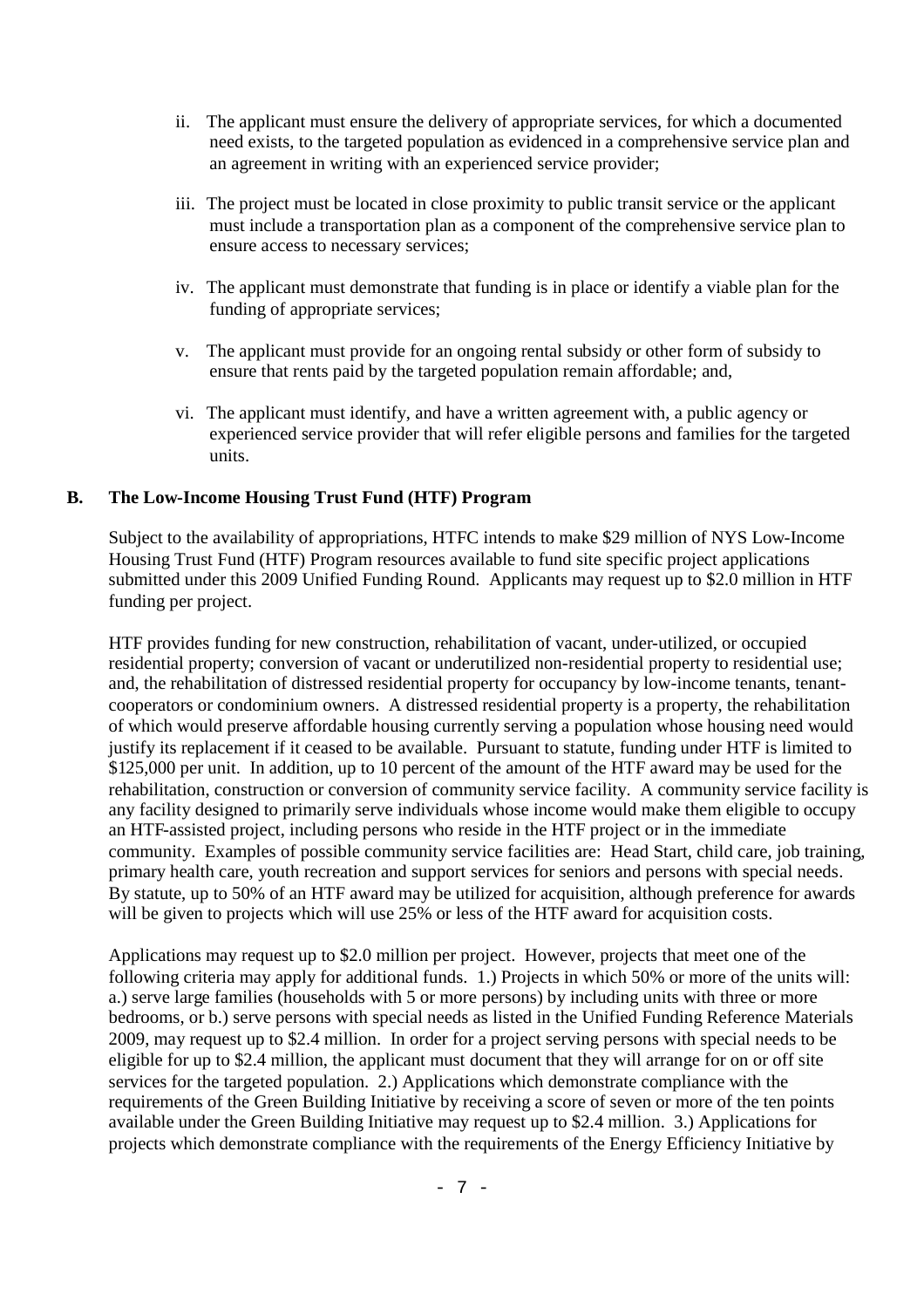ii. The applicant must ensure the delivery of appropriate services, for which a documented need exists, to the targeted population as evidenced in a comprehensive service plan and an agreement in writing with an experienced service provider;

iii. The project must be located in close proximity to public transit service or the applicant must include a transportation plan as a component of the comprehensive service plan to ensure access to necessary services;

iv. The applicant must demonstrate that funding is in place or identify a viable plan for the funding of appropriate services;

v. The applicant must provide for an ongoing rental subsidy or other form of subsidy to ensure that rents paid by the targeted population remain affordable; and,

vi. The applicant must identify, and have a written agreement with, a public agency or experienced service provider that will refer eligible persons and families for the targeted units.

### B. The Low-Income Housing Trust Fund (HTF) Program

Subject to the availability of appropriations, HTFC intends to make $29 million of NYS Low-Income Housing Trust Fund (HTF) Program resources available to fund site specific project applications submitted under this 2009 Unified Funding Round. Applicants may request up to $2.0 million in HTF funding per project.

HTF provides funding for new construction, rehabilitation of vacant, under-utilized, or occupied residential property; conversion of vacant or underutilized non-residential property to residential use; and, the rehabilitation of distressed residential property for occupancy by low-income tenants, tenant-cooperators or condominium owners. A distressed residential property is a property, the rehabilitation of which would preserve affordable housing currently serving a population whose housing need would justify its replacement if it ceased to be available. Pursuant to statute, funding under HTF is limited to $125,000 per unit. In addition, up to 10 percent of the amount of the HTF award may be used for the rehabilitation, construction or conversion of community service facility. A community service facility is any facility designed to primarily serve individuals whose income would make them eligible to occupy an HTF-assisted project, including persons who reside in the HTF project or in the immediate community. Examples of possible community service facilities are: Head Start, child care, job training, primary health care, youth recreation and support services for seniors and persons with special needs. By statute, up to 50% of an HTF award may be utilized for acquisition, although preference for awards will be given to projects which will use 25% or less of the HTF award for acquisition costs.

Applications may request up to $2.0 million per project. However, projects that meet one of the following criteria may apply for additional funds. 1.) Projects in which 50% or more of the units will: a.) serve large families (households with 5 or more persons) by including units with three or more bedrooms, or b.) serve persons with special needs as listed in the Unified Funding Reference Materials 2009, may request up to $2.4 million. In order for a project serving persons with special needs to be eligible for up to $2.4 million, the applicant must document that they will arrange for on or off site services for the targeted population. 2.) Applications which demonstrate compliance with the requirements of the Green Building Initiative by receiving a score of seven or more of the ten points available under the Green Building Initiative may request up to $2.4 million. 3.) Applications for projects which demonstrate compliance with the requirements of the Energy Efficiency Initiative by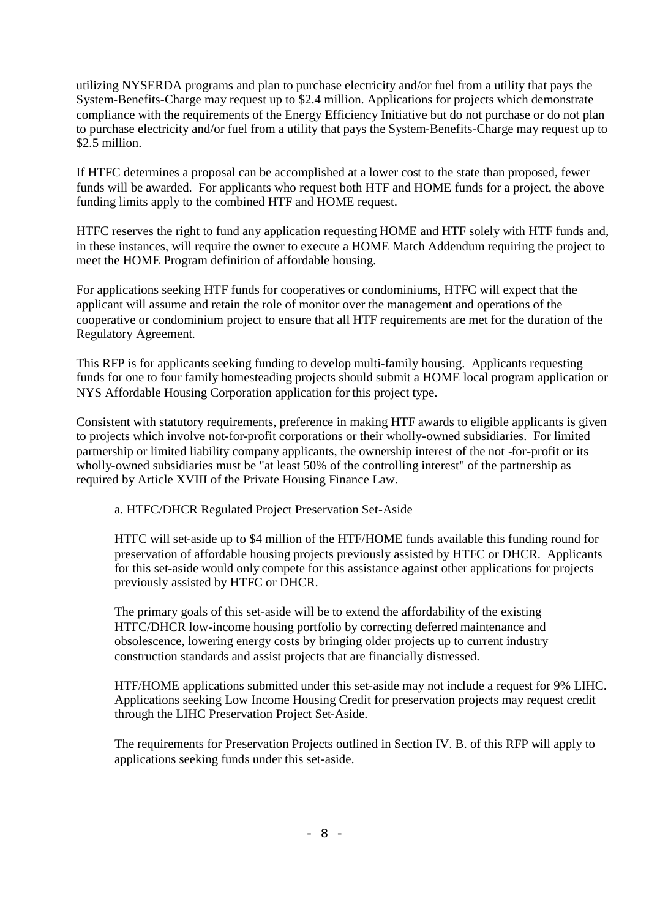utilizing NYSERDA programs and plan to purchase electricity and/or fuel from a utility that pays the System-Benefits-Charge may request up to \$2.4 million. Applications for projects which demonstrate compliance with the requirements of the Energy Efficiency Initiative but do not purchase or do not plan to purchase electricity and/or fuel from a utility that pays the System-Benefits-Charge may request up to \$2.5 million.

If HTFC determines a proposal can be accomplished at a lower cost to the state than proposed, fewer funds will be awarded. For applicants who request both HTF and HOME funds for a project, the above funding limits apply to the combined HTF and HOME request.

HTFC reserves the right to fund any application requesting HOME and HTF solely with HTF funds and, in these instances, will require the owner to execute a HOME Match Addendum requiring the project to meet the HOME Program definition of affordable housing.

For applications seeking HTF funds for cooperatives or condominiums, HTFC will expect that the applicant will assume and retain the role of monitor over the management and operations of the cooperative or condominium project to ensure that all HTF requirements are met for the duration of the Regulatory Agreement.

This RFP is for applicants seeking funding to develop multi-family housing. Applicants requesting funds for one to four family homesteading projects should submit a HOME local program application or NYS Affordable Housing Corporation application for this project type.

Consistent with statutory requirements, preference in making HTF awards to eligible applicants is given to projects which involve not-for-profit corporations or their wholly-owned subsidiaries. For limited partnership or limited liability company applicants, the ownership interest of the not -for-profit or its wholly-owned subsidiaries must be "at least 50% of the controlling interest" of the partnership as required by Article XVIII of the Private Housing Finance Law.

a. HTFC/DHCR Regulated Project Preservation Set-Aside

HTFC will set-aside up to \$4 million of the HTF/HOME funds available this funding round for preservation of affordable housing projects previously assisted by HTFC or DHCR. Applicants for this set-aside would only compete for this assistance against other applications for projects previously assisted by HTFC or DHCR.

The primary goals of this set-aside will be to extend the affordability of the existing HTFC/DHCR low-income housing portfolio by correcting deferred maintenance and obsolescence, lowering energy costs by bringing older projects up to current industry construction standards and assist projects that are financially distressed.

HTF/HOME applications submitted under this set-aside may not include a request for 9% LIHC. Applications seeking Low Income Housing Credit for preservation projects may request credit through the LIHC Preservation Project Set-Aside.

The requirements for Preservation Projects outlined in Section IV. B. of this RFP will apply to applications seeking funds under this set-aside.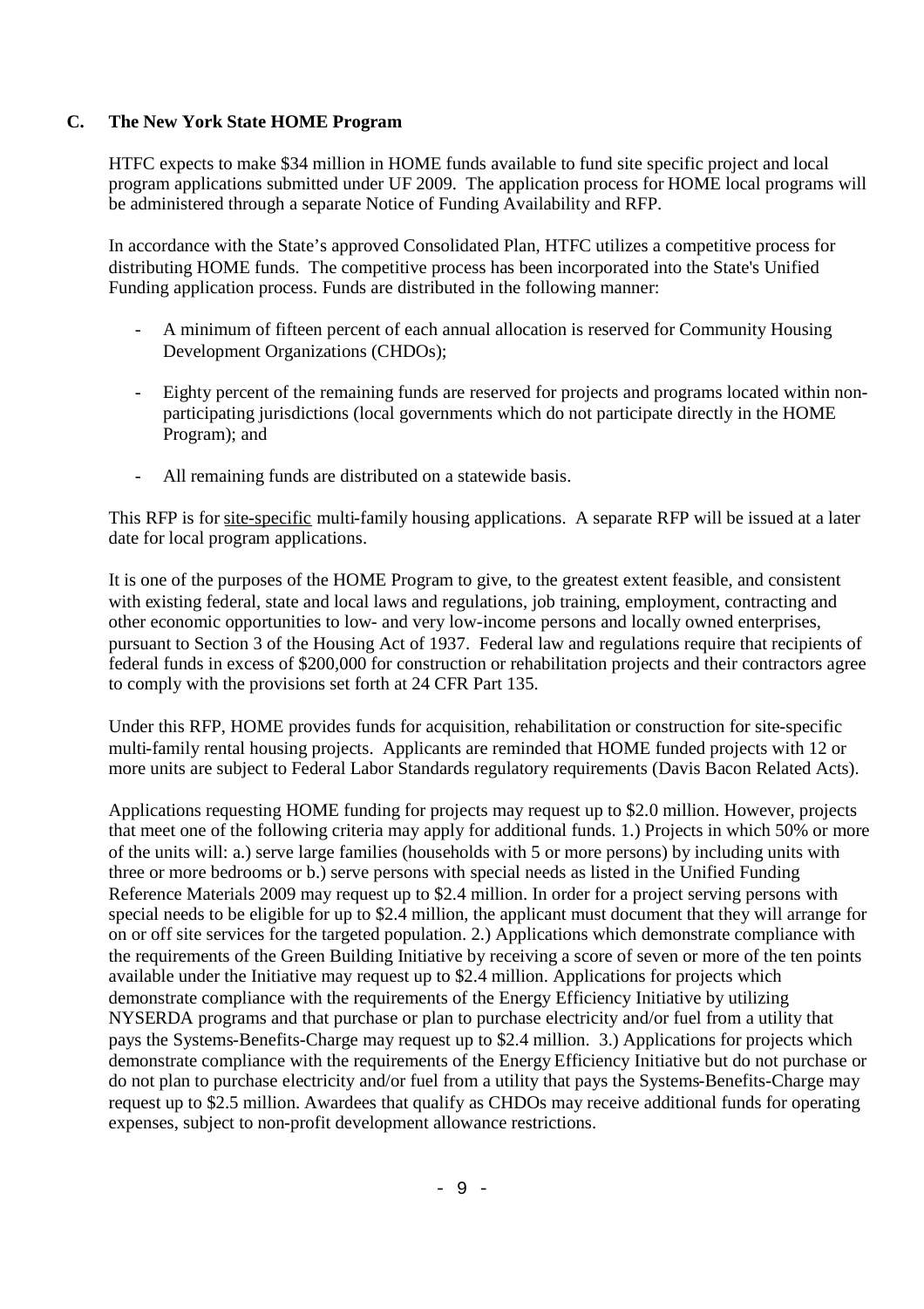## C. The New York State HOME Program

HTFC expects to make $34 million in HOME funds available to fund site specific project and local program applications submitted under UF 2009. The application process for HOME local programs will be administered through a separate Notice of Funding Availability and RFP.

In accordance with the State's approved Consolidated Plan, HTFC utilizes a competitive process for distributing HOME funds. The competitive process has been incorporated into the State's Unified Funding application process. Funds are distributed in the following manner:

- A minimum of fifteen percent of each annual allocation is reserved for Community Housing Development Organizations (CHDOs);
- Eighty percent of the remaining funds are reserved for projects and programs located within non-participating jurisdictions (local governments which do not participate directly in the HOME Program); and
- All remaining funds are distributed on a statewide basis.

This RFP is for <u>site-specific</u> multi-family housing applications. A separate RFP will be issued at a later date for local program applications.

It is one of the purposes of the HOME Program to give, to the greatest extent feasible, and consistent with existing federal, state and local laws and regulations, job training, employment, contracting and other economic opportunities to low- and very low-income persons and locally owned enterprises, pursuant to Section 3 of the Housing Act of 1937. Federal law and regulations require that recipients of federal funds in excess of $200,000 for construction or rehabilitation projects and their contractors agree to comply with the provisions set forth at 24 CFR Part 135.

Under this RFP, HOME provides funds for acquisition, rehabilitation or construction for site-specific multi-family rental housing projects. Applicants are reminded that HOME funded projects with 12 or more units are subject to Federal Labor Standards regulatory requirements (Davis Bacon Related Acts).

Applications requesting HOME funding for projects may request up to $2.0 million. However, projects that meet one of the following criteria may apply for additional funds. 1.) Projects in which 50% or more of the units will: a.) serve large families (households with 5 or more persons) by including units with three or more bedrooms or b.) serve persons with special needs as listed in the Unified Funding Reference Materials 2009 may request up to $2.4 million. In order for a project serving persons with special needs to be eligible for up to $2.4 million, the applicant must document that they will arrange for on or off site services for the targeted population. 2.) Applications which demonstrate compliance with the requirements of the Green Building Initiative by receiving a score of seven or more of the ten points available under the Initiative may request up to $2.4 million. Applications for projects which demonstrate compliance with the requirements of the Energy Efficiency Initiative by utilizing NYSERDA programs and that purchase or plan to purchase electricity and/or fuel from a utility that pays the Systems-Benefits-Charge may request up to $2.4 million. 3.) Applications for projects which demonstrate compliance with the requirements of the Energy Efficiency Initiative but do not purchase or do not plan to purchase electricity and/or fuel from a utility that pays the Systems-Benefits-Charge may request up to $2.5 million. Awardees that qualify as CHDOs may receive additional funds for operating expenses, subject to non-profit development allowance restrictions.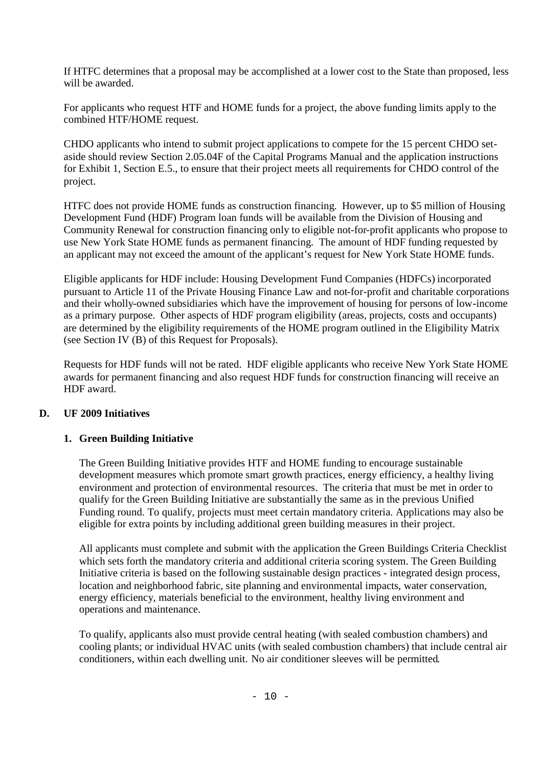If HTFC determines that a proposal may be accomplished at a lower cost to the State than proposed, less will be awarded.

For applicants who request HTF and HOME funds for a project, the above funding limits apply to the combined HTF/HOME request.

CHDO applicants who intend to submit project applications to compete for the 15 percent CHDO set-aside should review Section 2.05.04F of the Capital Programs Manual and the application instructions for Exhibit 1, Section E.5., to ensure that their project meets all requirements for CHDO control of the project.

HTFC does not provide HOME funds as construction financing. However, up to $5 million of Housing Development Fund (HDF) Program loan funds will be available from the Division of Housing and Community Renewal for construction financing only to eligible not-for-profit applicants who propose to use New York State HOME funds as permanent financing. The amount of HDF funding requested by an applicant may not exceed the amount of the applicant's request for New York State HOME funds.

Eligible applicants for HDF include: Housing Development Fund Companies (HDFCs) incorporated pursuant to Article 11 of the Private Housing Finance Law and not-for-profit and charitable corporations and their wholly-owned subsidiaries which have the improvement of housing for persons of low-income as a primary purpose. Other aspects of HDF program eligibility (areas, projects, costs and occupants) are determined by the eligibility requirements of the HOME program outlined in the Eligibility Matrix (see Section IV (B) of this Request for Proposals).

Requests for HDF funds will not be rated. HDF eligible applicants who receive New York State HOME awards for permanent financing and also request HDF funds for construction financing will receive an HDF award.

## D. UF 2009 Initiatives

### 1. Green Building Initiative

The Green Building Initiative provides HTF and HOME funding to encourage sustainable development measures which promote smart growth practices, energy efficiency, a healthy living environment and protection of environmental resources. The criteria that must be met in order to qualify for the Green Building Initiative are substantially the same as in the previous Unified Funding round. To qualify, projects must meet certain mandatory criteria. Applications may also be eligible for extra points by including additional green building measures in their project.

All applicants must complete and submit with the application the Green Buildings Criteria Checklist which sets forth the mandatory criteria and additional criteria scoring system. The Green Building Initiative criteria is based on the following sustainable design practices - integrated design process, location and neighborhood fabric, site planning and environmental impacts, water conservation, energy efficiency, materials beneficial to the environment, healthy living environment and operations and maintenance.

To qualify, applicants also must provide central heating (with sealed combustion chambers) and cooling plants; or individual HVAC units (with sealed combustion chambers) that include central air conditioners, within each dwelling unit. No air conditioner sleeves will be permitted.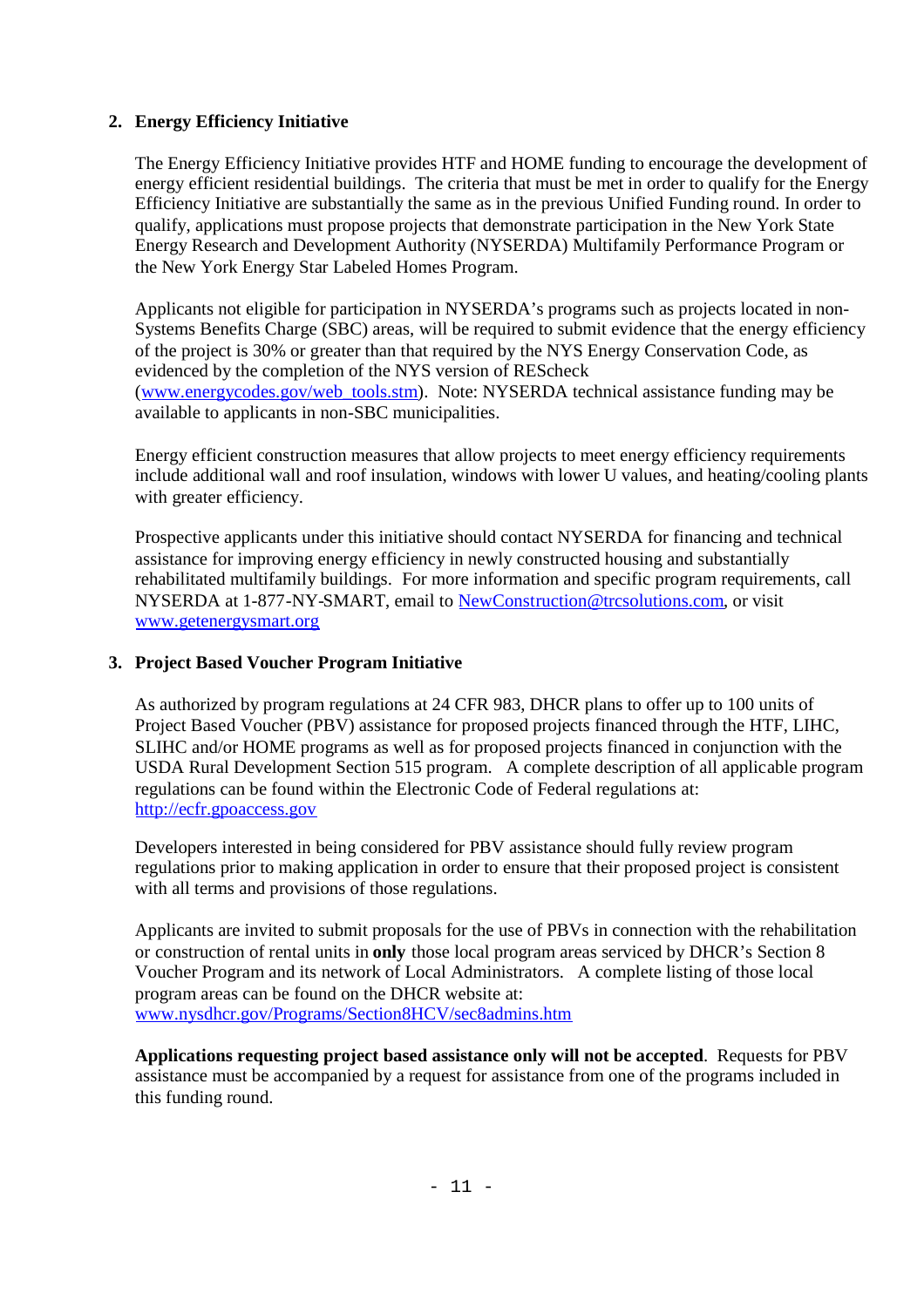2. **Energy Efficiency Initiative**

The Energy Efficiency Initiative provides HTF and HOME funding to encourage the development of energy efficient residential buildings. The criteria that must be met in order to qualify for the Energy Efficiency Initiative are substantially the same as in the previous Unified Funding round. In order to qualify, applications must propose projects that demonstrate participation in the New York State Energy Research and Development Authority (NYSERDA) Multifamily Performance Program or the New York Energy Star Labeled Homes Program.

Applicants not eligible for participation in NYSERDA's programs such as projects located in non-Systems Benefits Charge (SBC) areas, will be required to submit evidence that the energy efficiency of the project is 30% or greater than that required by the NYS Energy Conservation Code, as evidenced by the completion of the NYS version of REScheck (www.energycodes.gov/web_tools.stm). Note: NYSERDA technical assistance funding may be available to applicants in non-SBC municipalities.

Energy efficient construction measures that allow projects to meet energy efficiency requirements include additional wall and roof insulation, windows with lower U values, and heating/cooling plants with greater efficiency.

Prospective applicants under this initiative should contact NYSERDA for financing and technical assistance for improving energy efficiency in newly constructed housing and substantially rehabilitated multifamily buildings. For more information and specific program requirements, call NYSERDA at 1-877-NY-SMART, email to NewConstruction@trcsolutions.com, or visit www.getenergysmart.org

3. **Project Based Voucher Program Initiative**

As authorized by program regulations at 24 CFR 983, DHCR plans to offer up to 100 units of Project Based Voucher (PBV) assistance for proposed projects financed through the HTF, LIHC, SLIHC and/or HOME programs as well as for proposed projects financed in conjunction with the USDA Rural Development Section 515 program. A complete description of all applicable program regulations can be found within the Electronic Code of Federal regulations at: http://ecfr.gpoaccess.gov

Developers interested in being considered for PBV assistance should fully review program regulations prior to making application in order to ensure that their proposed project is consistent with all terms and provisions of those regulations.

Applicants are invited to submit proposals for the use of PBVs in connection with the rehabilitation or construction of rental units in **only** those local program areas serviced by DHCR's Section 8 Voucher Program and its network of Local Administrators. A complete listing of those local program areas can be found on the DHCR website at: www.nysdhcr.gov/Programs/Section8HCV/sec8admins.htm

**Applications requesting project based assistance only will not be accepted**. Requests for PBV assistance must be accompanied by a request for assistance from one of the programs included in this funding round.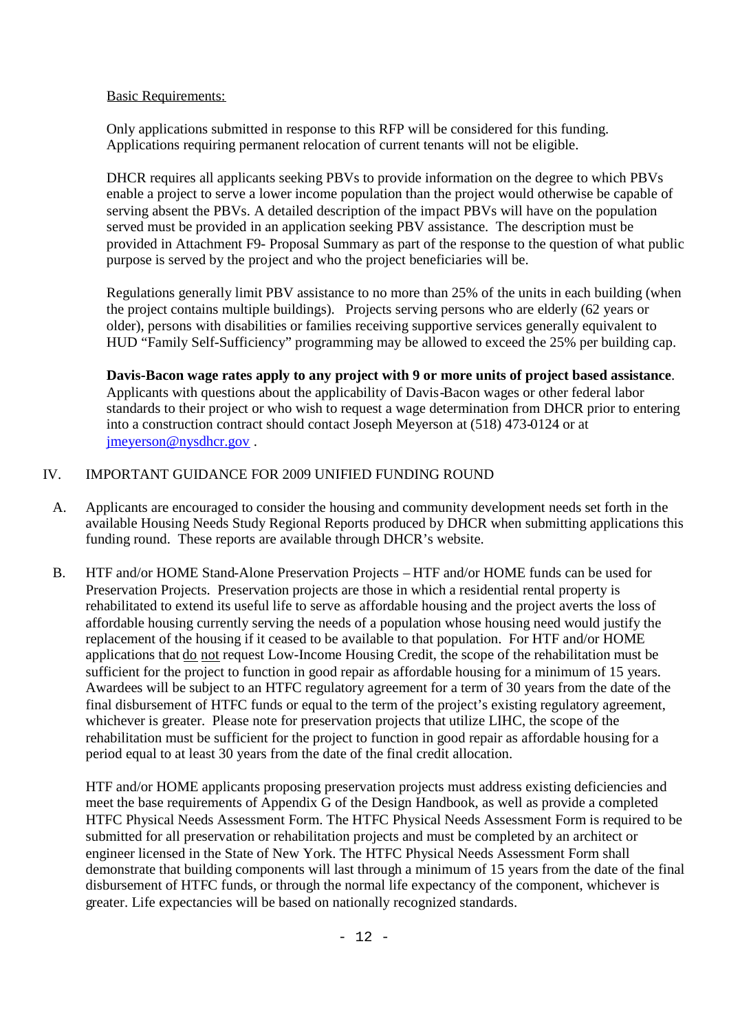Basic Requirements:

Only applications submitted in response to this RFP will be considered for this funding. Applications requiring permanent relocation of current tenants will not be eligible.

DHCR requires all applicants seeking PBVs to provide information on the degree to which PBVs enable a project to serve a lower income population than the project would otherwise be capable of serving absent the PBVs. A detailed description of the impact PBVs will have on the population served must be provided in an application seeking PBV assistance. The description must be provided in Attachment F9- Proposal Summary as part of the response to the question of what public purpose is served by the project and who the project beneficiaries will be.

Regulations generally limit PBV assistance to no more than 25% of the units in each building (when the project contains multiple buildings). Projects serving persons who are elderly (62 years or older), persons with disabilities or families receiving supportive services generally equivalent to HUD "Family Self-Sufficiency" programming may be allowed to exceed the 25% per building cap.

**Davis-Bacon wage rates apply to any project with 9 or more units of project based assistance**. Applicants with questions about the applicability of Davis-Bacon wages or other federal labor standards to their project or who wish to request a wage determination from DHCR prior to entering into a construction contract should contact Joseph Meyerson at (518) 473-0124 or at jmeyerson@nysdhcr.gov .

## IV. IMPORTANT GUIDANCE FOR 2009 UNIFIED FUNDING ROUND

A. Applicants are encouraged to consider the housing and community development needs set forth in the available Housing Needs Study Regional Reports produced by DHCR when submitting applications this funding round. These reports are available through DHCR's website.

B. HTF and/or HOME Stand-Alone Preservation Projects – HTF and/or HOME funds can be used for Preservation Projects. Preservation projects are those in which a residential rental property is rehabilitated to extend its useful life to serve as affordable housing and the project averts the loss of affordable housing currently serving the needs of a population whose housing need would justify the replacement of the housing if it ceased to be available to that population. For HTF and/or HOME applications that do not request Low-Income Housing Credit, the scope of the rehabilitation must be sufficient for the project to function in good repair as affordable housing for a minimum of 15 years. Awardees will be subject to an HTFC regulatory agreement for a term of 30 years from the date of the final disbursement of HTFC funds or equal to the term of the project's existing regulatory agreement, whichever is greater. Please note for preservation projects that utilize LIHC, the scope of the rehabilitation must be sufficient for the project to function in good repair as affordable housing for a period equal to at least 30 years from the date of the final credit allocation.

HTF and/or HOME applicants proposing preservation projects must address existing deficiencies and meet the base requirements of Appendix G of the Design Handbook, as well as provide a completed HTFC Physical Needs Assessment Form. The HTFC Physical Needs Assessment Form is required to be submitted for all preservation or rehabilitation projects and must be completed by an architect or engineer licensed in the State of New York. The HTFC Physical Needs Assessment Form shall demonstrate that building components will last through a minimum of 15 years from the date of the final disbursement of HTFC funds, or through the normal life expectancy of the component, whichever is greater. Life expectancies will be based on nationally recognized standards.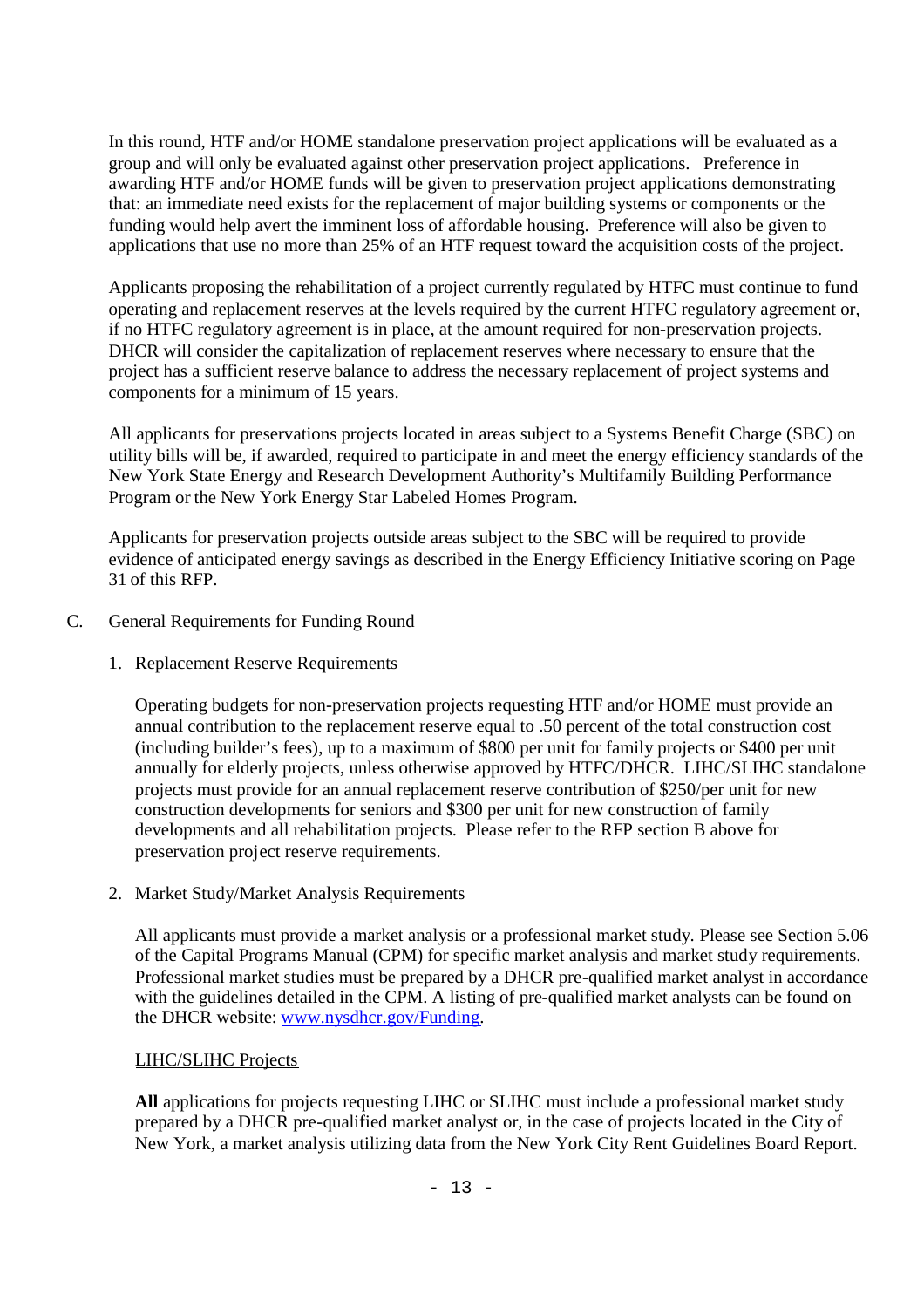In this round, HTF and/or HOME standalone preservation project applications will be evaluated as a group and will only be evaluated against other preservation project applications. Preference in awarding HTF and/or HOME funds will be given to preservation project applications demonstrating that: an immediate need exists for the replacement of major building systems or components or the funding would help avert the imminent loss of affordable housing. Preference will also be given to applications that use no more than 25% of an HTF request toward the acquisition costs of the project.

Applicants proposing the rehabilitation of a project currently regulated by HTFC must continue to fund operating and replacement reserves at the levels required by the current HTFC regulatory agreement or, if no HTFC regulatory agreement is in place, at the amount required for non-preservation projects. DHCR will consider the capitalization of replacement reserves where necessary to ensure that the project has a sufficient reserve balance to address the necessary replacement of project systems and components for a minimum of 15 years.

All applicants for preservations projects located in areas subject to a Systems Benefit Charge (SBC) on utility bills will be, if awarded, required to participate in and meet the energy efficiency standards of the New York State Energy and Research Development Authority's Multifamily Building Performance Program or the New York Energy Star Labeled Homes Program.

Applicants for preservation projects outside areas subject to the SBC will be required to provide evidence of anticipated energy savings as described in the Energy Efficiency Initiative scoring on Page 31 of this RFP.

C. General Requirements for Funding Round

1. Replacement Reserve Requirements

   Operating budgets for non-preservation projects requesting HTF and/or HOME must provide an annual contribution to the replacement reserve equal to .50 percent of the total construction cost (including builder's fees), up to a maximum of $800 per unit for family projects or $400 per unit annually for elderly projects, unless otherwise approved by HTFC/DHCR. LIHC/SLIHC standalone projects must provide for an annual replacement reserve contribution of $250/per unit for new construction developments for seniors and $300 per unit for new construction of family developments and all rehabilitation projects. Please refer to the RFP section B above for preservation project reserve requirements.

2. Market Study/Market Analysis Requirements

   All applicants must provide a market analysis or a professional market study. Please see Section 5.06 of the Capital Programs Manual (CPM) for specific market analysis and market study requirements. Professional market studies must be prepared by a DHCR pre-qualified market analyst in accordance with the guidelines detailed in the CPM. A listing of pre-qualified market analysts can be found on the DHCR website: [www.nysdhcr.gov/Funding](www.nysdhcr.gov/Funding).

   <u>LIHC/SLIHC Projects</u>

   **All** applications for projects requesting LIHC or SLIHC must include a professional market study prepared by a DHCR pre-qualified market analyst or, in the case of projects located in the City of New York, a market analysis utilizing data from the New York City Rent Guidelines Board Report.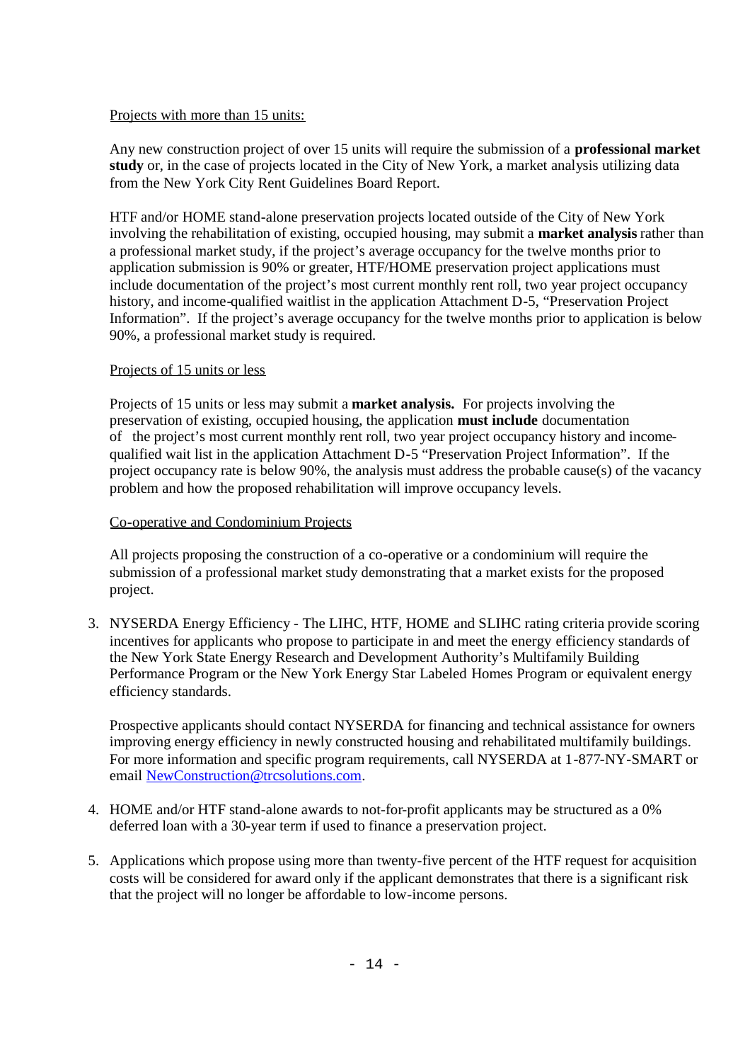<u>Projects with more than 15 units:</u>

Any new construction project of over 15 units will require the submission of a **professional market study** or, in the case of projects located in the City of New York, a market analysis utilizing data from the New York City Rent Guidelines Board Report.

HTF and/or HOME stand-alone preservation projects located outside of the City of New York involving the rehabilitation of existing, occupied housing, may submit a **market analysis** rather than a professional market study, if the project's average occupancy for the twelve months prior to application submission is 90% or greater, HTF/HOME preservation project applications must include documentation of the project's most current monthly rent roll, two year project occupancy history, and income-qualified waitlist in the application Attachment D-5, "Preservation Project Information". If the project's average occupancy for the twelve months prior to application is below 90%, a professional market study is required.

<u>Projects of 15 units or less</u>

Projects of 15 units or less may submit a **market analysis.** For projects involving the preservation of existing, occupied housing, the application **must include** documentation of the project's most current monthly rent roll, two year project occupancy history and income-qualified wait list in the application Attachment D-5 "Preservation Project Information". If the project occupancy rate is below 90%, the analysis must address the probable cause(s) of the vacancy problem and how the proposed rehabilitation will improve occupancy levels.

<u>Co-operative and Condominium Projects</u>

All projects proposing the construction of a co-operative or a condominium will require the submission of a professional market study demonstrating that a market exists for the proposed project.

3. NYSERDA Energy Efficiency - The LIHC, HTF, HOME and SLIHC rating criteria provide scoring incentives for applicants who propose to participate in and meet the energy efficiency standards of the New York State Energy Research and Development Authority's Multifamily Building Performance Program or the New York Energy Star Labeled Homes Program or equivalent energy efficiency standards.

   Prospective applicants should contact NYSERDA for financing and technical assistance for owners improving energy efficiency in newly constructed housing and rehabilitated multifamily buildings. For more information and specific program requirements, call NYSERDA at 1-877-NY-SMART or email NewConstruction@trcsolutions.com.

4. HOME and/or HTF stand-alone awards to not-for-profit applicants may be structured as a 0% deferred loan with a 30-year term if used to finance a preservation project.

5. Applications which propose using more than twenty-five percent of the HTF request for acquisition costs will be considered for award only if the applicant demonstrates that there is a significant risk that the project will no longer be affordable to low-income persons.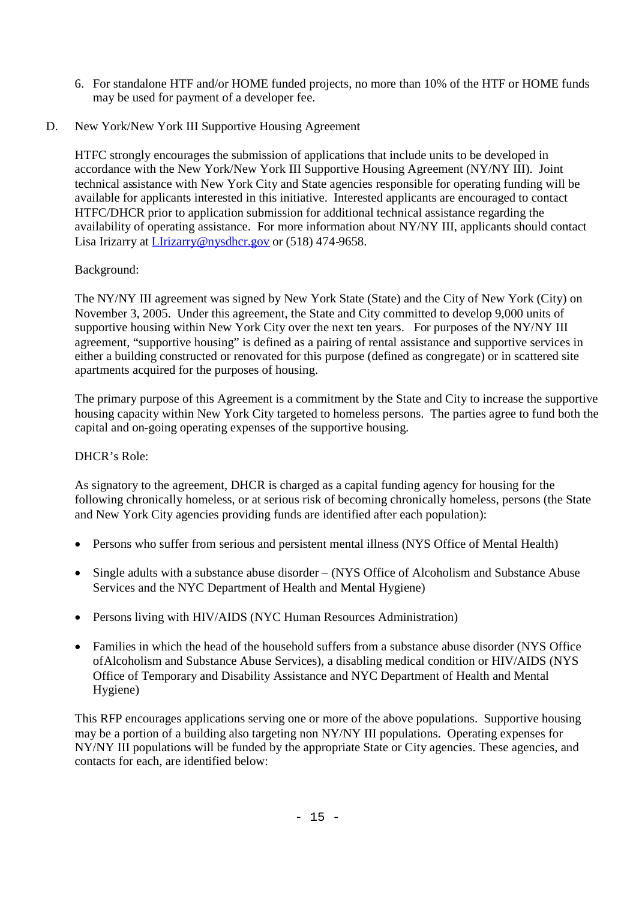6. For standalone HTF and/or HOME funded projects, no more than 10% of the HTF or HOME funds may be used for payment of a developer fee.

D. New York/New York III Supportive Housing Agreement

HTFC strongly encourages the submission of applications that include units to be developed in accordance with the New York/New York III Supportive Housing Agreement (NY/NY III). Joint technical assistance with New York City and State agencies responsible for operating funding will be available for applicants interested in this initiative. Interested applicants are encouraged to contact HTFC/DHCR prior to application submission for additional technical assistance regarding the availability of operating assistance. For more information about NY/NY III, applicants should contact Lisa Irizarry at LIrizarry@nysdhcr.gov or (518) 474-9658.

Background:

The NY/NY III agreement was signed by New York State (State) and the City of New York (City) on November 3, 2005. Under this agreement, the State and City committed to develop 9,000 units of supportive housing within New York City over the next ten years. For purposes of the NY/NY III agreement, "supportive housing" is defined as a pairing of rental assistance and supportive services in either a building constructed or renovated for this purpose (defined as congregate) or in scattered site apartments acquired for the purposes of housing.

The primary purpose of this Agreement is a commitment by the State and City to increase the supportive housing capacity within New York City targeted to homeless persons. The parties agree to fund both the capital and on-going operating expenses of the supportive housing.

DHCR's Role:

As signatory to the agreement, DHCR is charged as a capital funding agency for housing for the following chronically homeless, or at serious risk of becoming chronically homeless, persons (the State and New York City agencies providing funds are identified after each population):

- Persons who suffer from serious and persistent mental illness (NYS Office of Mental Health)
- Single adults with a substance abuse disorder – (NYS Office of Alcoholism and Substance Abuse Services and the NYC Department of Health and Mental Hygiene)
- Persons living with HIV/AIDS (NYC Human Resources Administration)
- Families in which the head of the household suffers from a substance abuse disorder (NYS Office ofAlcoholism and Substance Abuse Services), a disabling medical condition or HIV/AIDS (NYS Office of Temporary and Disability Assistance and NYC Department of Health and Mental Hygiene)

This RFP encourages applications serving one or more of the above populations. Supportive housing may be a portion of a building also targeting non NY/NY III populations. Operating expenses for NY/NY III populations will be funded by the appropriate State or City agencies. These agencies, and contacts for each, are identified below: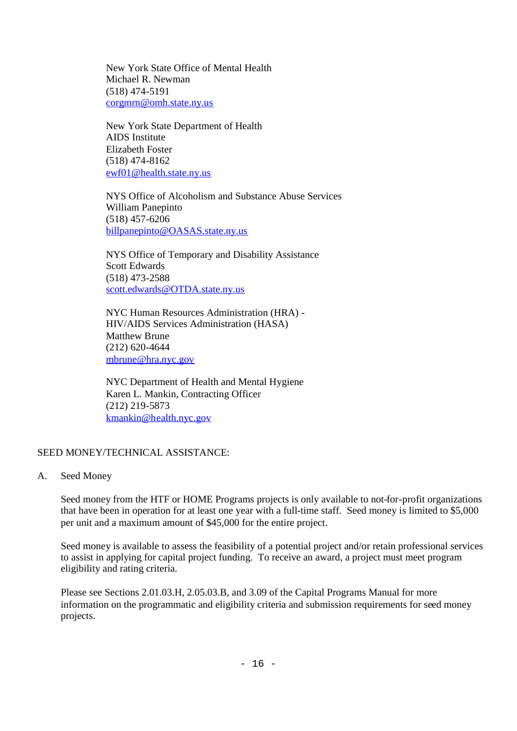New York State Office of Mental Health
Michael R. Newman
(518) 474-5191
corgmrn@omh.state.ny.us

New York State Department of Health
AIDS Institute
Elizabeth Foster
(518) 474-8162
ewf01@health.state.ny.us

NYS Office of Alcoholism and Substance Abuse Services
William Panepinto
(518) 457-6206
billpanepinto@OASAS.state.ny.us

NYS Office of Temporary and Disability Assistance
Scott Edwards
(518) 473-2588
scott.edwards@OTDA.state.ny.us

NYC Human Resources Administration (HRA) -
HIV/AIDS Services Administration (HASA)
Matthew Brune
(212) 620-4644
mbrune@hra.nyc.gov

NYC Department of Health and Mental Hygiene
Karen L. Mankin, Contracting Officer
(212) 219-5873
kmankin@health.nyc.gov

## SEED MONEY/TECHNICAL ASSISTANCE:

### A. Seed Money

Seed money from the HTF or HOME Programs projects is only available to not-for-profit organizations that have been in operation for at least one year with a full-time staff. Seed money is limited to $5,000 per unit and a maximum amount of $45,000 for the entire project.

Seed money is available to assess the feasibility of a potential project and/or retain professional services to assist in applying for capital project funding. To receive an award, a project must meet program eligibility and rating criteria.

Please see Sections 2.01.03.H, 2.05.03.B, and 3.09 of the Capital Programs Manual for more information on the programmatic and eligibility criteria and submission requirements for seed money projects.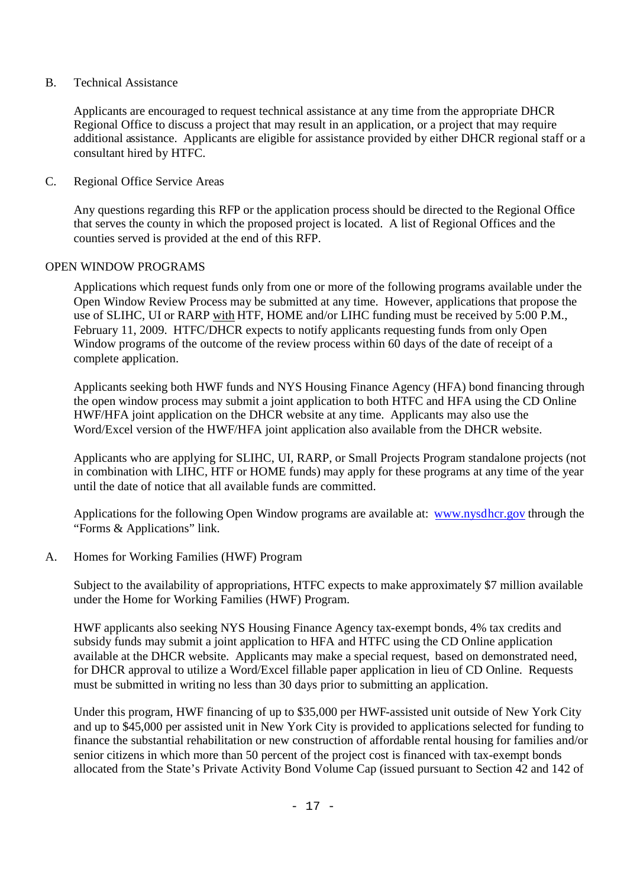B. Technical Assistance

Applicants are encouraged to request technical assistance at any time from the appropriate DHCR Regional Office to discuss a project that may result in an application, or a project that may require additional assistance. Applicants are eligible for assistance provided by either DHCR regional staff or a consultant hired by HTFC.

C. Regional Office Service Areas

Any questions regarding this RFP or the application process should be directed to the Regional Office that serves the county in which the proposed project is located. A list of Regional Offices and the counties served is provided at the end of this RFP.

## OPEN WINDOW PROGRAMS

Applications which request funds only from one or more of the following programs available under the Open Window Review Process may be submitted at any time. However, applications that propose the use of SLIHC, UI or RARP with HTF, HOME and/or LIHC funding must be received by 5:00 P.M., February 11, 2009. HTFC/DHCR expects to notify applicants requesting funds from only Open Window programs of the outcome of the review process within 60 days of the date of receipt of a complete application.

Applicants seeking both HWF funds and NYS Housing Finance Agency (HFA) bond financing through the open window process may submit a joint application to both HTFC and HFA using the CD Online HWF/HFA joint application on the DHCR website at any time. Applicants may also use the Word/Excel version of the HWF/HFA joint application also available from the DHCR website.

Applicants who are applying for SLIHC, UI, RARP, or Small Projects Program standalone projects (not in combination with LIHC, HTF or HOME funds) may apply for these programs at any time of the year until the date of notice that all available funds are committed.

Applications for the following Open Window programs are available at: www.nysdhcr.gov through the "Forms & Applications" link.

A. Homes for Working Families (HWF) Program

Subject to the availability of appropriations, HTFC expects to make approximately $7 million available under the Home for Working Families (HWF) Program.

HWF applicants also seeking NYS Housing Finance Agency tax-exempt bonds, 4% tax credits and subsidy funds may submit a joint application to HFA and HTFC using the CD Online application available at the DHCR website. Applicants may make a special request, based on demonstrated need, for DHCR approval to utilize a Word/Excel fillable paper application in lieu of CD Online. Requests must be submitted in writing no less than 30 days prior to submitting an application.

Under this program, HWF financing of up to $35,000 per HWF-assisted unit outside of New York City and up to $45,000 per assisted unit in New York City is provided to applications selected for funding to finance the substantial rehabilitation or new construction of affordable rental housing for families and/or senior citizens in which more than 50 percent of the project cost is financed with tax-exempt bonds allocated from the State's Private Activity Bond Volume Cap (issued pursuant to Section 42 and 142 of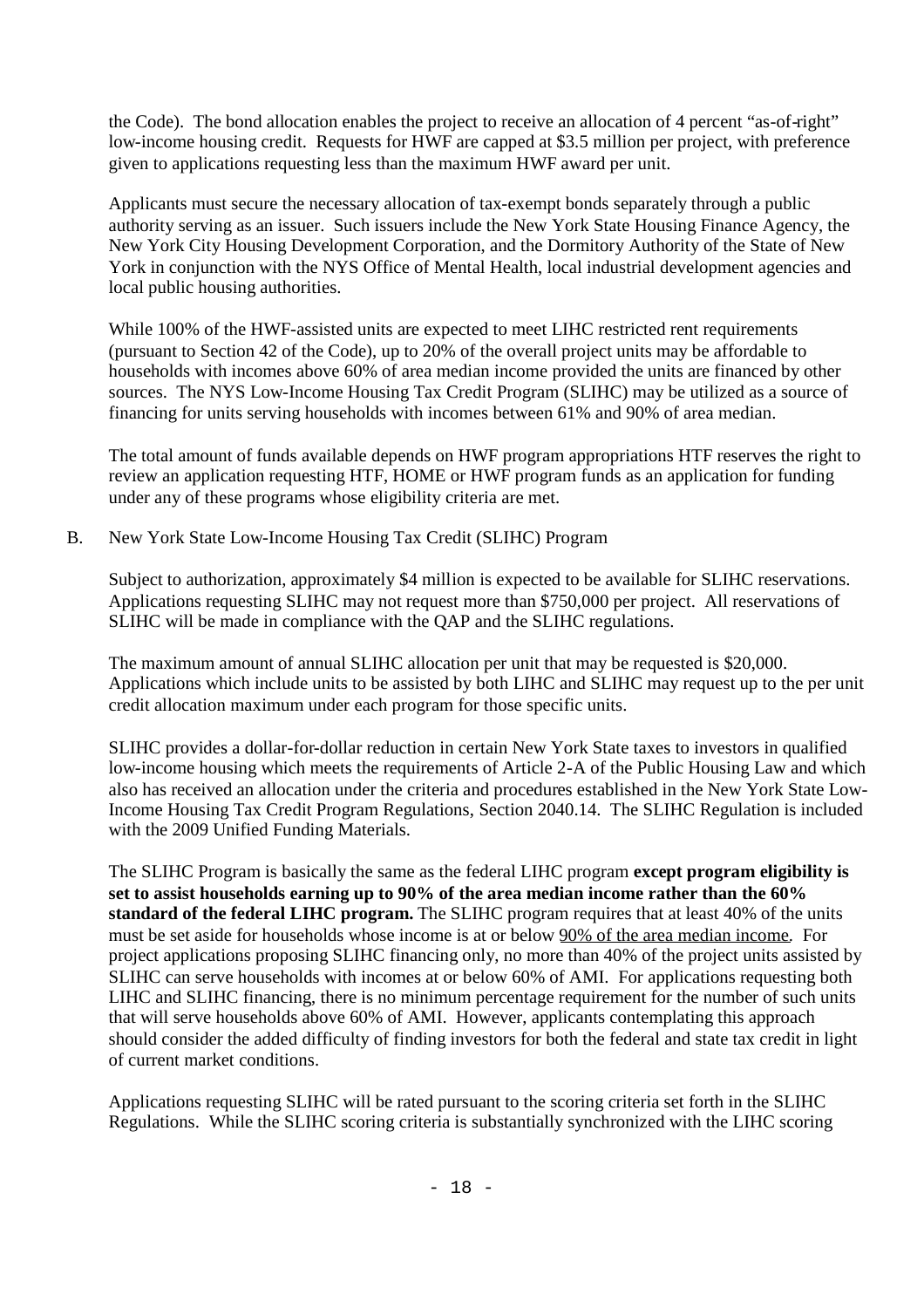the Code). The bond allocation enables the project to receive an allocation of 4 percent "as-of-right" low-income housing credit. Requests for HWF are capped at $3.5 million per project, with preference given to applications requesting less than the maximum HWF award per unit.

Applicants must secure the necessary allocation of tax-exempt bonds separately through a public authority serving as an issuer. Such issuers include the New York State Housing Finance Agency, the New York City Housing Development Corporation, and the Dormitory Authority of the State of New York in conjunction with the NYS Office of Mental Health, local industrial development agencies and local public housing authorities.

While 100% of the HWF-assisted units are expected to meet LIHC restricted rent requirements (pursuant to Section 42 of the Code), up to 20% of the overall project units may be affordable to households with incomes above 60% of area median income provided the units are financed by other sources. The NYS Low-Income Housing Tax Credit Program (SLIHC) may be utilized as a source of financing for units serving households with incomes between 61% and 90% of area median.

The total amount of funds available depends on HWF program appropriations HTF reserves the right to review an application requesting HTF, HOME or HWF program funds as an application for funding under any of these programs whose eligibility criteria are met.

B. New York State Low-Income Housing Tax Credit (SLIHC) Program

Subject to authorization, approximately $4 million is expected to be available for SLIHC reservations. Applications requesting SLIHC may not request more than $750,000 per project. All reservations of SLIHC will be made in compliance with the QAP and the SLIHC regulations.

The maximum amount of annual SLIHC allocation per unit that may be requested is $20,000. Applications which include units to be assisted by both LIHC and SLIHC may request up to the per unit credit allocation maximum under each program for those specific units.

SLIHC provides a dollar-for-dollar reduction in certain New York State taxes to investors in qualified low-income housing which meets the requirements of Article 2-A of the Public Housing Law and which also has received an allocation under the criteria and procedures established in the New York State Low-Income Housing Tax Credit Program Regulations, Section 2040.14. The SLIHC Regulation is included with the 2009 Unified Funding Materials.

The SLIHC Program is basically the same as the federal LIHC program **except program eligibility is set to assist households earning up to 90% of the area median income rather than the 60% standard of the federal LIHC program.** The SLIHC program requires that at least 40% of the units must be set aside for households whose income is at or below 90% of the area median income. For project applications proposing SLIHC financing only, no more than 40% of the project units assisted by SLIHC can serve households with incomes at or below 60% of AMI. For applications requesting both LIHC and SLIHC financing, there is no minimum percentage requirement for the number of such units that will serve households above 60% of AMI. However, applicants contemplating this approach should consider the added difficulty of finding investors for both the federal and state tax credit in light of current market conditions.

Applications requesting SLIHC will be rated pursuant to the scoring criteria set forth in the SLIHC Regulations. While the SLIHC scoring criteria is substantially synchronized with the LIHC scoring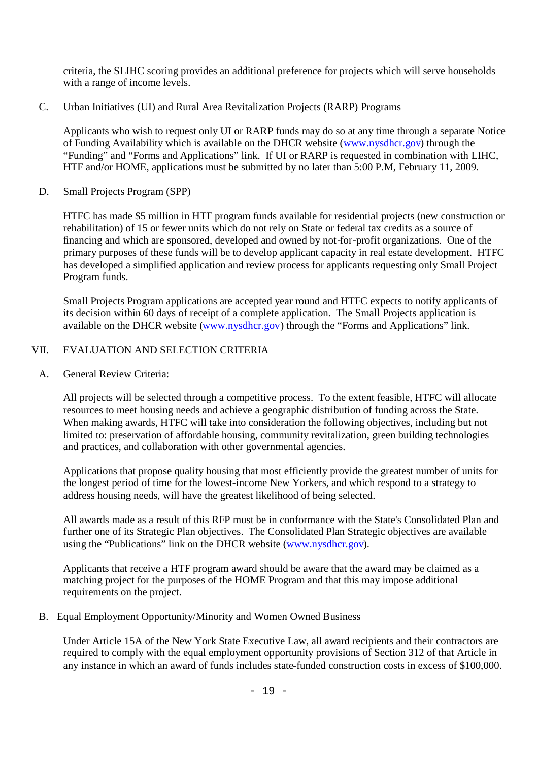criteria, the SLIHC scoring provides an additional preference for projects which will serve households with a range of income levels.

C. Urban Initiatives (UI) and Rural Area Revitalization Projects (RARP) Programs

Applicants who wish to request only UI or RARP funds may do so at any time through a separate Notice of Funding Availability which is available on the DHCR website (www.nysdhcr.gov) through the "Funding" and "Forms and Applications" link. If UI or RARP is requested in combination with LIHC, HTF and/or HOME, applications must be submitted by no later than 5:00 P.M, February 11, 2009.

D. Small Projects Program (SPP)

HTFC has made $5 million in HTF program funds available for residential projects (new construction or rehabilitation) of 15 or fewer units which do not rely on State or federal tax credits as a source of financing and which are sponsored, developed and owned by not-for-profit organizations. One of the primary purposes of these funds will be to develop applicant capacity in real estate development. HTFC has developed a simplified application and review process for applicants requesting only Small Project Program funds.

Small Projects Program applications are accepted year round and HTFC expects to notify applicants of its decision within 60 days of receipt of a complete application. The Small Projects application is available on the DHCR website (www.nysdhcr.gov) through the "Forms and Applications" link.

## VII. EVALUATION AND SELECTION CRITERIA

A. General Review Criteria:

All projects will be selected through a competitive process. To the extent feasible, HTFC will allocate resources to meet housing needs and achieve a geographic distribution of funding across the State. When making awards, HTFC will take into consideration the following objectives, including but not limited to: preservation of affordable housing, community revitalization, green building technologies and practices, and collaboration with other governmental agencies.

Applications that propose quality housing that most efficiently provide the greatest number of units for the longest period of time for the lowest-income New Yorkers, and which respond to a strategy to address housing needs, will have the greatest likelihood of being selected.

All awards made as a result of this RFP must be in conformance with the State's Consolidated Plan and further one of its Strategic Plan objectives. The Consolidated Plan Strategic objectives are available using the "Publications" link on the DHCR website (www.nysdhcr.gov).

Applicants that receive a HTF program award should be aware that the award may be claimed as a matching project for the purposes of the HOME Program and that this may impose additional requirements on the project.

B. Equal Employment Opportunity/Minority and Women Owned Business

Under Article 15A of the New York State Executive Law, all award recipients and their contractors are required to comply with the equal employment opportunity provisions of Section 312 of that Article in any instance in which an award of funds includes state-funded construction costs in excess of $100,000.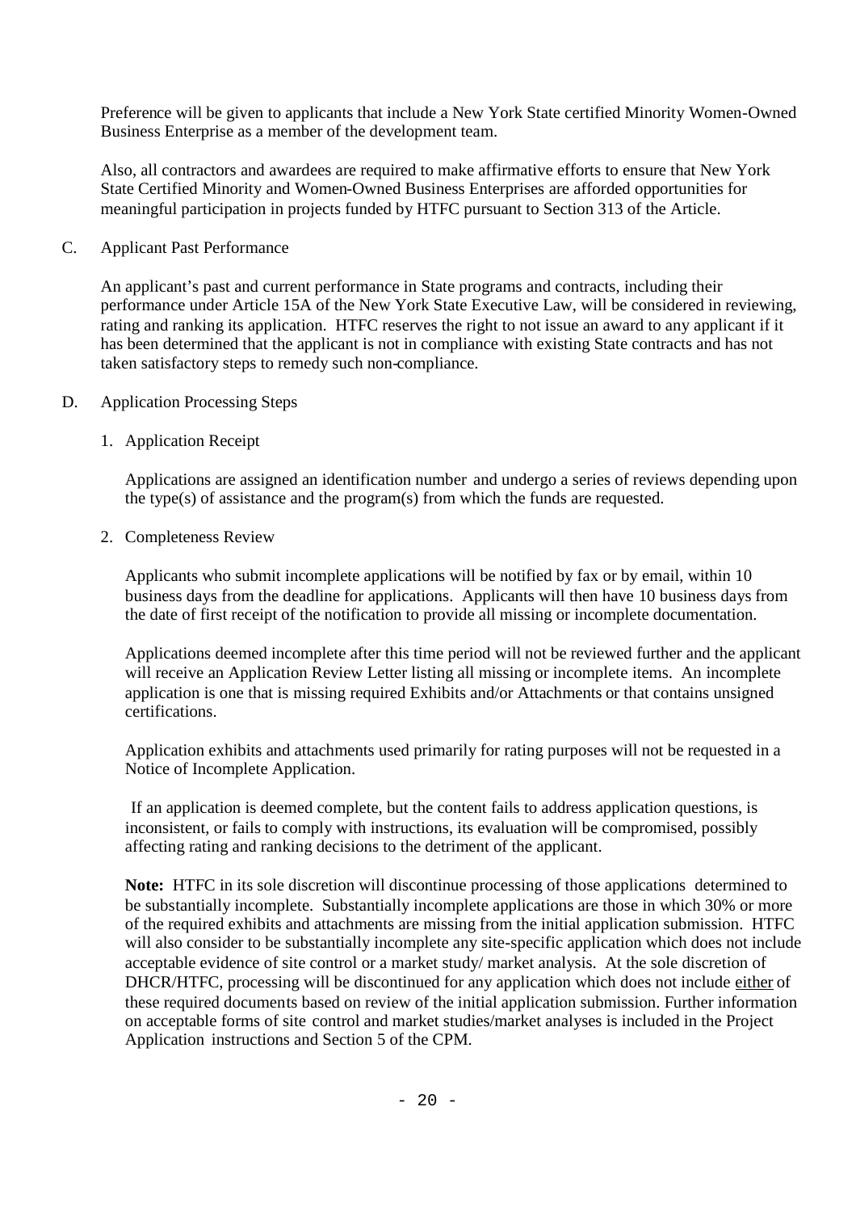Preference will be given to applicants that include a New York State certified Minority Women-Owned Business Enterprise as a member of the development team.

Also, all contractors and awardees are required to make affirmative efforts to ensure that New York State Certified Minority and Women-Owned Business Enterprises are afforded opportunities for meaningful participation in projects funded by HTFC pursuant to Section 313 of the Article.

C. Applicant Past Performance

An applicant's past and current performance in State programs and contracts, including their performance under Article 15A of the New York State Executive Law, will be considered in reviewing, rating and ranking its application. HTFC reserves the right to not issue an award to any applicant if it has been determined that the applicant is not in compliance with existing State contracts and has not taken satisfactory steps to remedy such non-compliance.

D. Application Processing Steps

1. Application Receipt

   Applications are assigned an identification number and undergo a series of reviews depending upon the type(s) of assistance and the program(s) from which the funds are requested.

2. Completeness Review

   Applicants who submit incomplete applications will be notified by fax or by email, within 10 business days from the deadline for applications. Applicants will then have 10 business days from the date of first receipt of the notification to provide all missing or incomplete documentation.

   Applications deemed incomplete after this time period will not be reviewed further and the applicant will receive an Application Review Letter listing all missing or incomplete items. An incomplete application is one that is missing required Exhibits and/or Attachments or that contains unsigned certifications.

   Application exhibits and attachments used primarily for rating purposes will not be requested in a Notice of Incomplete Application.

   If an application is deemed complete, but the content fails to address application questions, is inconsistent, or fails to comply with instructions, its evaluation will be compromised, possibly affecting rating and ranking decisions to the detriment of the applicant.

   **Note:** HTFC in its sole discretion will discontinue processing of those applications determined to be substantially incomplete. Substantially incomplete applications are those in which 30% or more of the required exhibits and attachments are missing from the initial application submission. HTFC will also consider to be substantially incomplete any site-specific application which does not include acceptable evidence of site control or a market study/ market analysis. At the sole discretion of DHCR/HTFC, processing will be discontinued for any application which does not include either of these required documents based on review of the initial application submission. Further information on acceptable forms of site control and market studies/market analyses is included in the Project Application instructions and Section 5 of the CPM.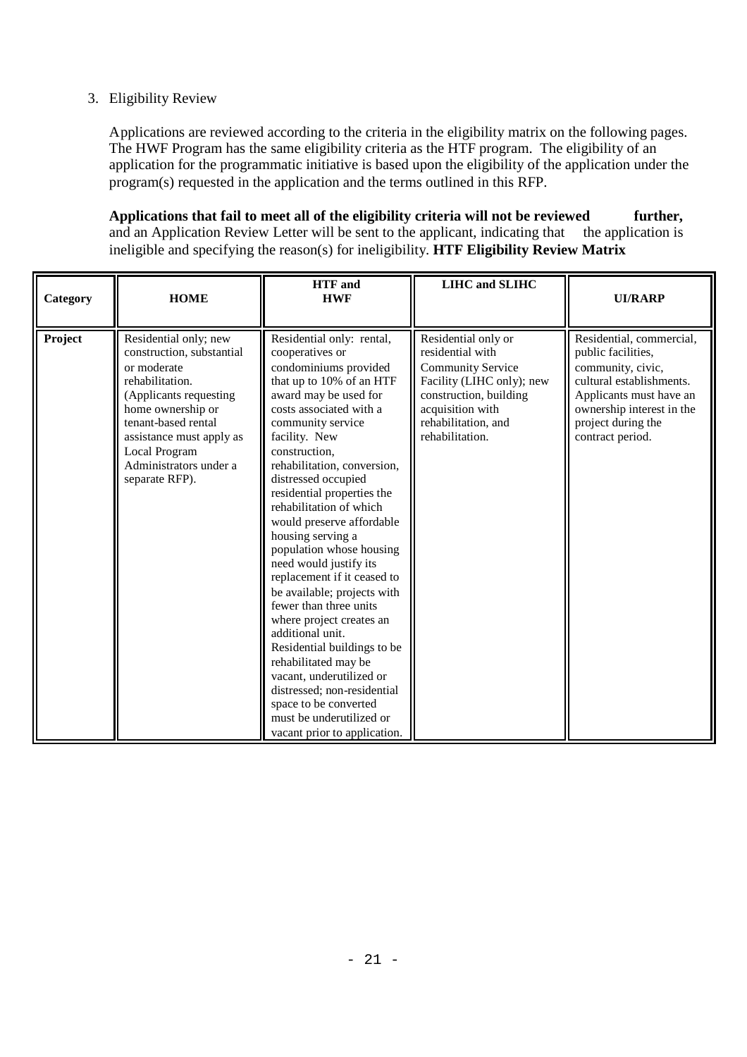3. Eligibility Review

   Applications are reviewed according to the criteria in the eligibility matrix on the following pages. The HWF Program has the same eligibility criteria as the HTF program. The eligibility of an application for the programmatic initiative is based upon the eligibility of the application under the program(s) requested in the application and the terms outlined in this RFP.

   **Applications that fail to meet all of the eligibility criteria will not be reviewed further,** and an Application Review Letter will be sent to the applicant, indicating that the application is ineligible and specifying the reason(s) for ineligibility. **HTF Eligibility Review Matrix**

| Category | HOME | HTF and HWF | LIHC and SLIHC | UI/RARP |
|---|---|---|---|---|
| **Project** | Residential only; new construction, substantial or moderate rehabilitation. (Applicants requesting home ownership or tenant-based rental assistance must apply as Local Program Administrators under a separate RFP). | Residential only: rental, cooperatives or condominiums provided that up to 10% of an HTF award may be used for costs associated with a community service facility. New construction, rehabilitation, conversion, distressed occupied residential properties the rehabilitation of which would preserve affordable housing serving a population whose housing need would justify its replacement if it ceased to be available; projects with fewer than three units where project creates an additional unit. Residential buildings to be rehabilitated may be vacant, underutilized or distressed; non-residential space to be converted must be underutilized or vacant prior to application. | Residential only or residential with Community Service Facility (LIHC only); new construction, building acquisition with rehabilitation, and rehabilitation. | Residential, commercial, public facilities, community, civic, cultural establishments. Applicants must have an ownership interest in the project during the contract period. |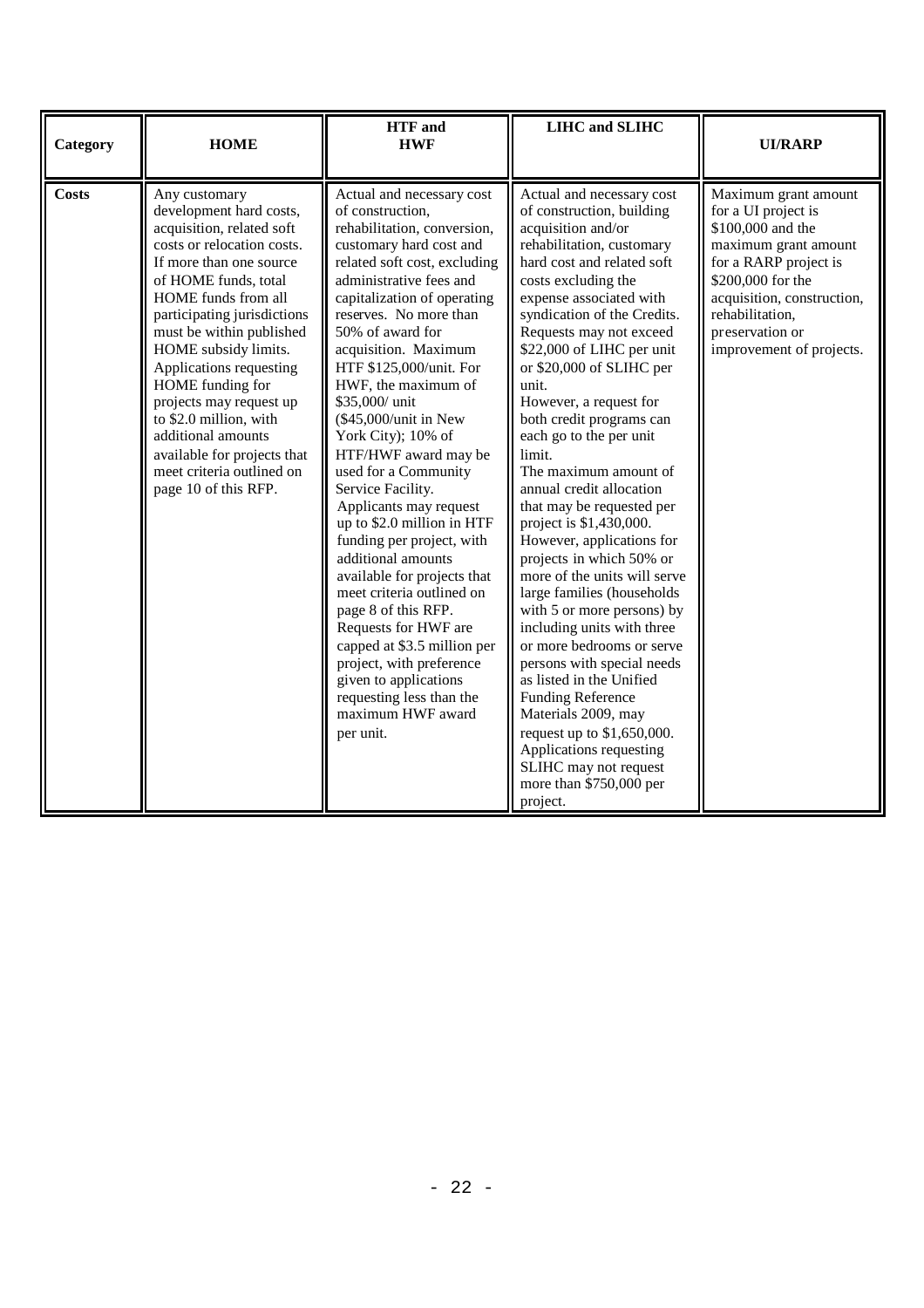| Category | HOME | HTF and HWF | LIHC and SLIHC | UI/RARP |
|---|---|---|---|---|
| **Costs** | Any customary development hard costs, acquisition, related soft costs or relocation costs. If more than one source of HOME funds, total HOME funds from all participating jurisdictions must be within published HOME subsidy limits. Applications requesting HOME funding for projects may request up to $2.0 million, with additional amounts available for projects that meet criteria outlined on page 10 of this RFP. | Actual and necessary cost of construction, rehabilitation, conversion, customary hard cost and related soft cost, excluding administrative fees and capitalization of operating reserves. No more than 50% of award for acquisition. Maximum HTF $125,000/unit. For HWF, the maximum of $35,000/ unit ($45,000/unit in New York City); 10% of HTF/HWF award may be used for a Community Service Facility. Applicants may request up to $2.0 million in HTF funding per project, with additional amounts available for projects that meet criteria outlined on page 8 of this RFP. Requests for HWF are capped at $3.5 million per project, with preference given to applications requesting less than the maximum HWF award per unit. | Actual and necessary cost of construction, building acquisition and/or rehabilitation, customary hard cost and related soft costs excluding the expense associated with syndication of the Credits. Requests may not exceed $22,000 of LIHC per unit or $20,000 of SLIHC per unit. However, a request for both credit programs can each go to the per unit limit. The maximum amount of annual credit allocation that may be requested per project is $1,430,000. However, applications for projects in which 50% or more of the units will serve large families (households with 5 or more persons) by including units with three or more bedrooms or serve persons with special needs as listed in the Unified Funding Reference Materials 2009, may request up to $1,650,000. Applications requesting SLIHC may not request more than $750,000 per project. | Maximum grant amount for a UI project is $100,000 and the maximum grant amount for a RARP project is $200,000 for the acquisition, construction, rehabilitation, preservation or improvement of projects. |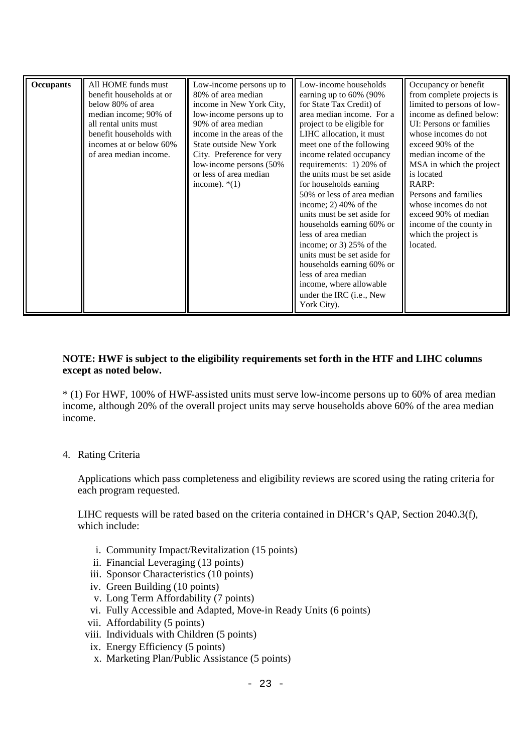| Occupants | All HOME funds must benefit households at or below 80% of area median income; 90% of all rental units must benefit households with incomes at or below 60% of area median income. | Low-income persons up to 80% of area median income in New York City, low-income persons up to 90% of area median income in the areas of the State outside New York City. Preference for very low-income persons (50% or less of area median income). *(1) | Low-income households earning up to 60% (90% for State Tax Credit) of area median income. For a project to be eligible for LIHC allocation, it must meet one of the following income related occupancy requirements: 1) 20% of the units must be set aside for households earning 50% or less of area median income; 2) 40% of the units must be set aside for households earning 60% or less of area median income; or 3) 25% of the units must be set aside for households earning 60% or less of area median income, where allowable under the IRC (i.e., New York City). | Occupancy or benefit from complete projects is limited to persons of low-income as defined below: UI: Persons or families whose incomes do not exceed 90% of the median income of the MSA in which the project is located RARP: Persons and families whose incomes do not exceed 90% of median income of the county in which the project is located. |
|---|---|---|---|---|

**NOTE: HWF is subject to the eligibility requirements set forth in the HTF and LIHC columns except as noted below.**

* (1) For HWF, 100% of HWF-assisted units must serve low-income persons up to 60% of area median income, although 20% of the overall project units may serve households above 60% of the area median income.

4. Rating Criteria

   Applications which pass completeness and eligibility reviews are scored using the rating criteria for each program requested.

   LIHC requests will be rated based on the criteria contained in DHCR's QAP, Section 2040.3(f), which include:

   i. Community Impact/Revitalization (15 points)
   ii. Financial Leveraging (13 points)
   iii. Sponsor Characteristics (10 points)
   iv. Green Building (10 points)
   v. Long Term Affordability (7 points)
   vi. Fully Accessible and Adapted, Move-in Ready Units (6 points)
   vii. Affordability (5 points)
   viii. Individuals with Children (5 points)
   ix. Energy Efficiency (5 points)
   x. Marketing Plan/Public Assistance (5 points)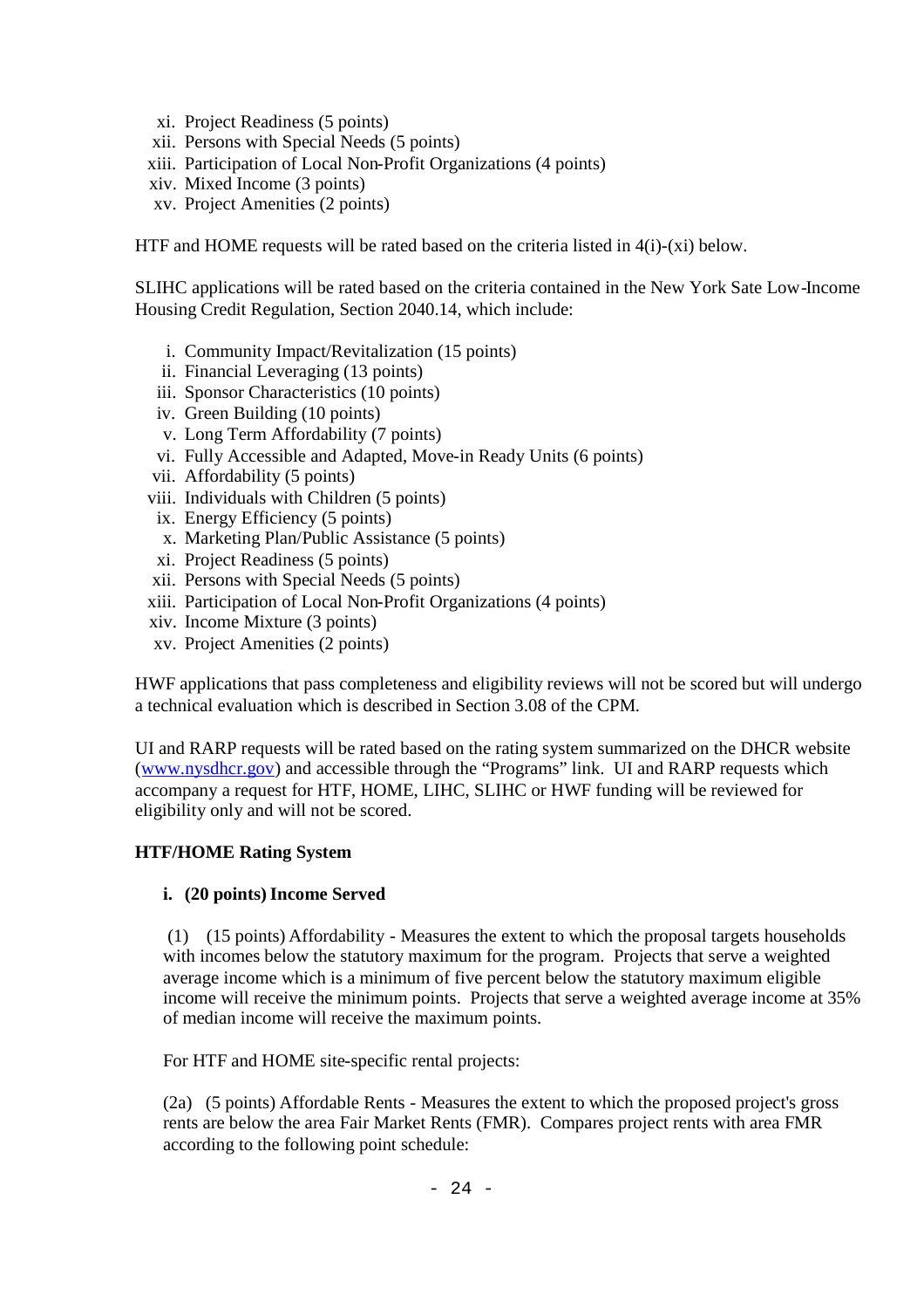xi. Project Readiness (5 points)
xii. Persons with Special Needs (5 points)
xiii. Participation of Local Non-Profit Organizations (4 points)
xiv. Mixed Income (3 points)
xv. Project Amenities (2 points)

HTF and HOME requests will be rated based on the criteria listed in 4(i)-(xi) below.

SLIHC applications will be rated based on the criteria contained in the New York Sate Low-Income Housing Credit Regulation, Section 2040.14, which include:

i. Community Impact/Revitalization (15 points)
ii. Financial Leveraging (13 points)
iii. Sponsor Characteristics (10 points)
iv. Green Building (10 points)
v. Long Term Affordability (7 points)
vi. Fully Accessible and Adapted, Move-in Ready Units (6 points)
vii. Affordability (5 points)
viii. Individuals with Children (5 points)
ix. Energy Efficiency (5 points)
x. Marketing Plan/Public Assistance (5 points)
xi. Project Readiness (5 points)
xii. Persons with Special Needs (5 points)
xiii. Participation of Local Non-Profit Organizations (4 points)
xiv. Income Mixture (3 points)
xv. Project Amenities (2 points)

HWF applications that pass completeness and eligibility reviews will not be scored but will undergo a technical evaluation which is described in Section 3.08 of the CPM.

UI and RARP requests will be rated based on the rating system summarized on the DHCR website (www.nysdhcr.gov) and accessible through the "Programs" link. UI and RARP requests which accompany a request for HTF, HOME, LIHC, SLIHC or HWF funding will be reviewed for eligibility only and will not be scored.

**HTF/HOME Rating System**

**i. (20 points) Income Served**

(1) (15 points) Affordability - Measures the extent to which the proposal targets households with incomes below the statutory maximum for the program. Projects that serve a weighted average income which is a minimum of five percent below the statutory maximum eligible income will receive the minimum points. Projects that serve a weighted average income at 35% of median income will receive the maximum points.

For HTF and HOME site-specific rental projects:

(2a) (5 points) Affordable Rents - Measures the extent to which the proposed project's gross rents are below the area Fair Market Rents (FMR). Compares project rents with area FMR according to the following point schedule: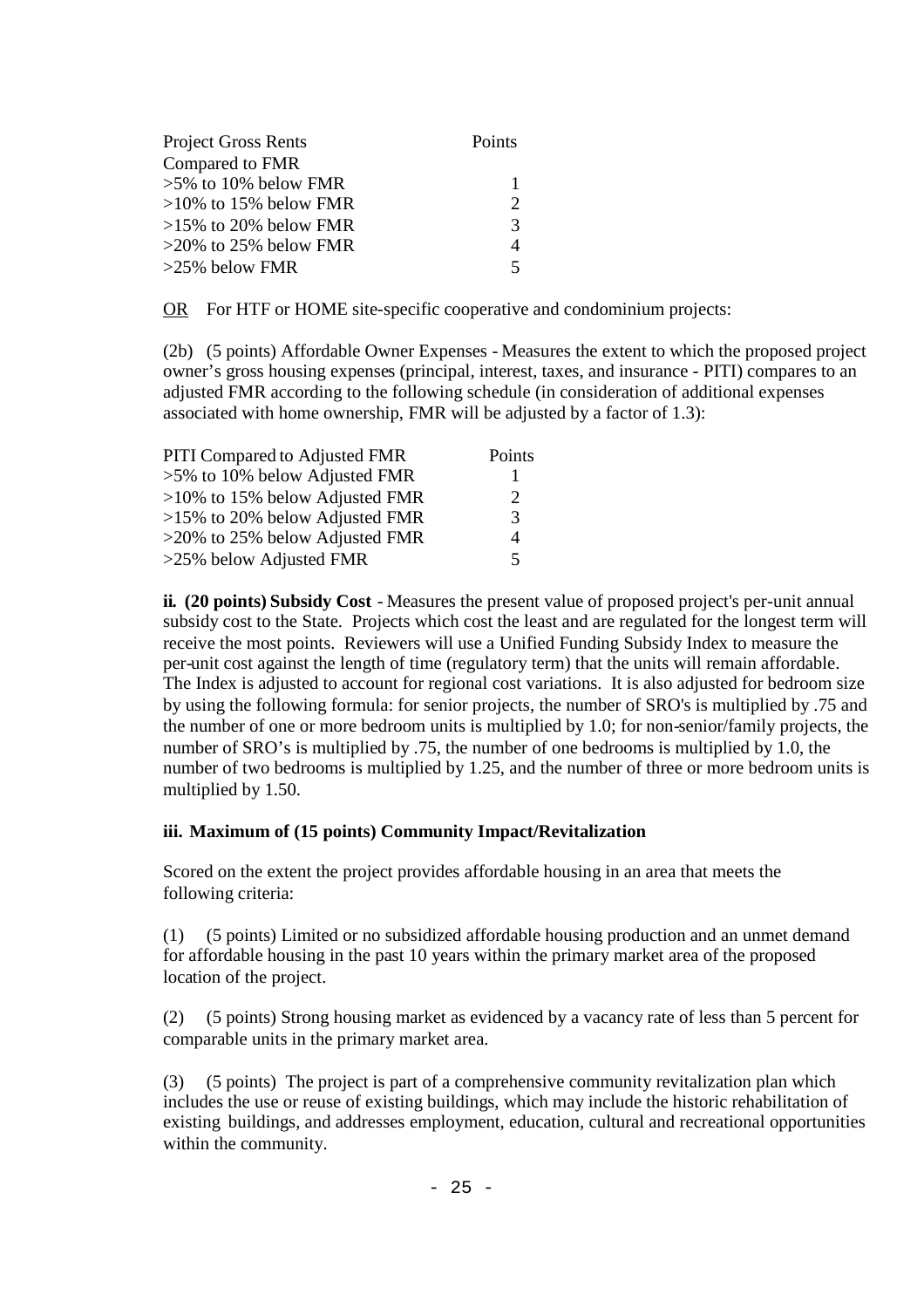| Project Gross Rents Compared to FMR | Points |
|---|---|
| >5% to 10% below FMR | 1 |
| >10% to 15% below FMR | 2 |
| >15% to 20% below FMR | 3 |
| >20% to 25% below FMR | 4 |
| >25% below FMR | 5 |

OR For HTF or HOME site-specific cooperative and condominium projects:

(2b) (5 points) Affordable Owner Expenses - Measures the extent to which the proposed project owner's gross housing expenses (principal, interest, taxes, and insurance - PITI) compares to an adjusted FMR according to the following schedule (in consideration of additional expenses associated with home ownership, FMR will be adjusted by a factor of 1.3):

| PITI Compared to Adjusted FMR | Points |
|---|---|
| >5% to 10% below Adjusted FMR | 1 |
| >10% to 15% below Adjusted FMR | 2 |
| >15% to 20% below Adjusted FMR | 3 |
| >20% to 25% below Adjusted FMR | 4 |
| >25% below Adjusted FMR | 5 |

**ii. (20 points) Subsidy Cost** - Measures the present value of proposed project's per-unit annual subsidy cost to the State. Projects which cost the least and are regulated for the longest term will receive the most points. Reviewers will use a Unified Funding Subsidy Index to measure the per-unit cost against the length of time (regulatory term) that the units will remain affordable. The Index is adjusted to account for regional cost variations. It is also adjusted for bedroom size by using the following formula: for senior projects, the number of SRO's is multiplied by .75 and the number of one or more bedroom units is multiplied by 1.0; for non-senior/family projects, the number of SRO's is multiplied by .75, the number of one bedrooms is multiplied by 1.0, the number of two bedrooms is multiplied by 1.25, and the number of three or more bedroom units is multiplied by 1.50.

**iii. Maximum of (15 points) Community Impact/Revitalization**

Scored on the extent the project provides affordable housing in an area that meets the following criteria:

(1) (5 points) Limited or no subsidized affordable housing production and an unmet demand for affordable housing in the past 10 years within the primary market area of the proposed location of the project.

(2) (5 points) Strong housing market as evidenced by a vacancy rate of less than 5 percent for comparable units in the primary market area.

(3) (5 points) The project is part of a comprehensive community revitalization plan which includes the use or reuse of existing buildings, which may include the historic rehabilitation of existing buildings, and addresses employment, education, cultural and recreational opportunities within the community.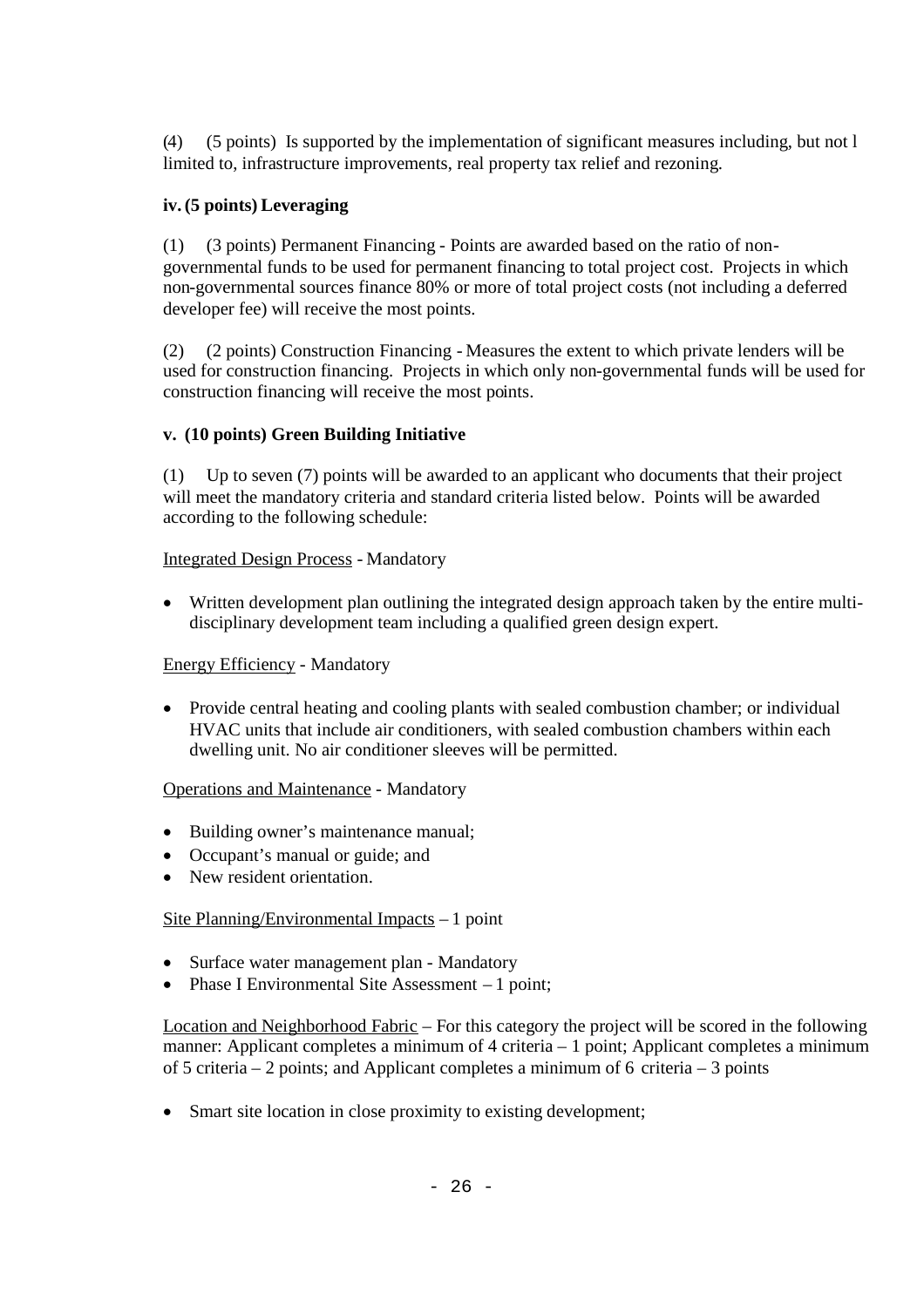(4) (5 points) Is supported by the implementation of significant measures including, but not l limited to, infrastructure improvements, real property tax relief and rezoning.

**iv. (5 points) Leveraging**

(1) (3 points) Permanent Financing - Points are awarded based on the ratio of non-governmental funds to be used for permanent financing to total project cost. Projects in which non-governmental sources finance 80% or more of total project costs (not including a deferred developer fee) will receive the most points.

(2) (2 points) Construction Financing - Measures the extent to which private lenders will be used for construction financing. Projects in which only non-governmental funds will be used for construction financing will receive the most points.

**v. (10 points) Green Building Initiative**

(1) Up to seven (7) points will be awarded to an applicant who documents that their project will meet the mandatory criteria and standard criteria listed below. Points will be awarded according to the following schedule:

Integrated Design Process - Mandatory

- Written development plan outlining the integrated design approach taken by the entire multi-disciplinary development team including a qualified green design expert.

Energy Efficiency - Mandatory

- Provide central heating and cooling plants with sealed combustion chamber; or individual HVAC units that include air conditioners, with sealed combustion chambers within each dwelling unit. No air conditioner sleeves will be permitted.

Operations and Maintenance - Mandatory

- Building owner's maintenance manual;
- Occupant's manual or guide; and
- New resident orientation.

Site Planning/Environmental Impacts – 1 point

- Surface water management plan - Mandatory
- Phase I Environmental Site Assessment – 1 point;

Location and Neighborhood Fabric – For this category the project will be scored in the following manner: Applicant completes a minimum of 4 criteria – 1 point; Applicant completes a minimum of 5 criteria – 2 points; and Applicant completes a minimum of 6 criteria – 3 points

- Smart site location in close proximity to existing development;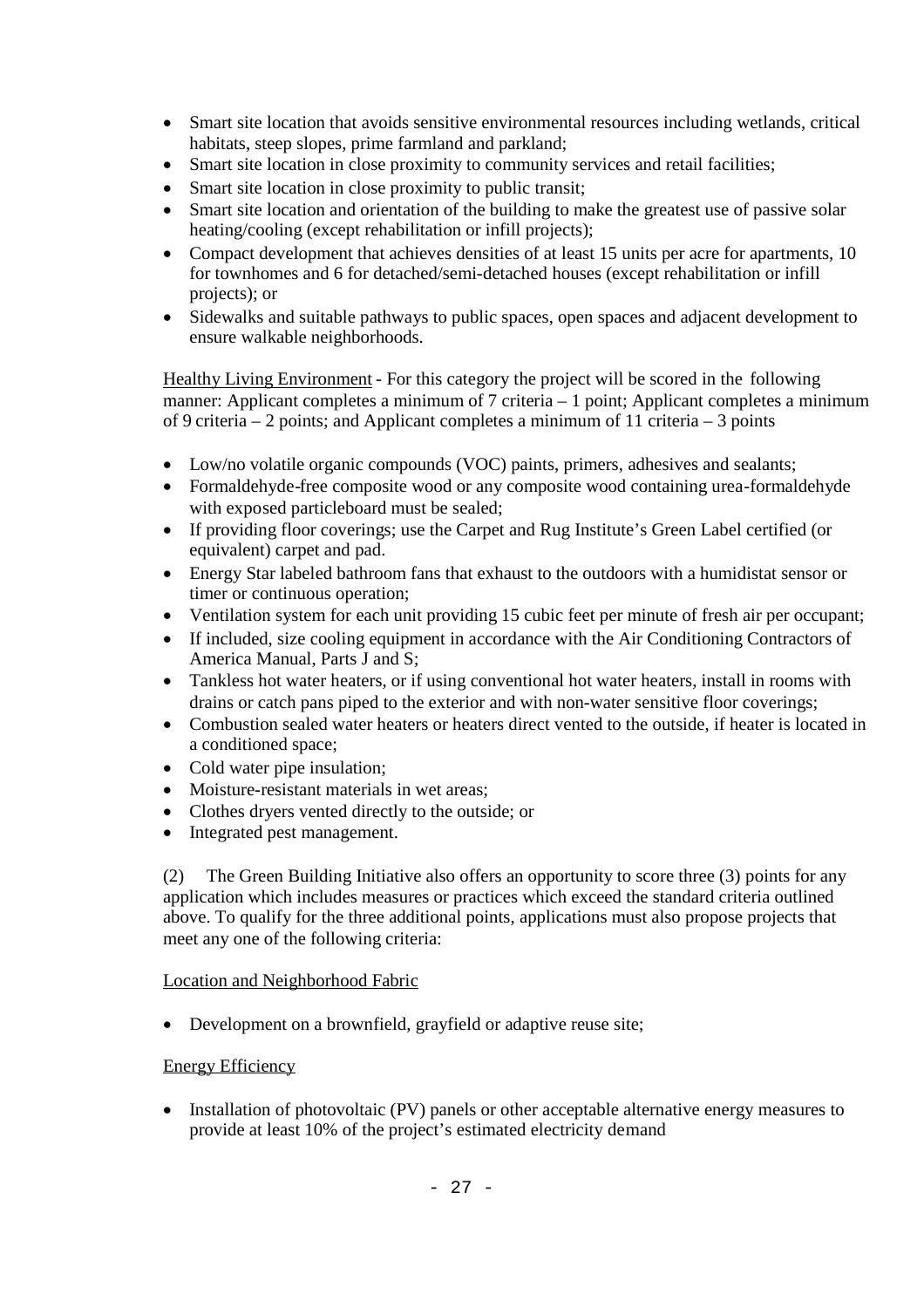- Smart site location that avoids sensitive environmental resources including wetlands, critical habitats, steep slopes, prime farmland and parkland;
- Smart site location in close proximity to community services and retail facilities;
- Smart site location in close proximity to public transit;
- Smart site location and orientation of the building to make the greatest use of passive solar heating/cooling (except rehabilitation or infill projects);
- Compact development that achieves densities of at least 15 units per acre for apartments, 10 for townhomes and 6 for detached/semi-detached houses (except rehabilitation or infill projects); or
- Sidewalks and suitable pathways to public spaces, open spaces and adjacent development to ensure walkable neighborhoods.

<u>Healthy Living Environment</u> - For this category the project will be scored in the following manner: Applicant completes a minimum of 7 criteria – 1 point; Applicant completes a minimum of 9 criteria – 2 points; and Applicant completes a minimum of 11 criteria – 3 points

- Low/no volatile organic compounds (VOC) paints, primers, adhesives and sealants;
- Formaldehyde-free composite wood or any composite wood containing urea-formaldehyde with exposed particleboard must be sealed;
- If providing floor coverings; use the Carpet and Rug Institute's Green Label certified (or equivalent) carpet and pad.
- Energy Star labeled bathroom fans that exhaust to the outdoors with a humidistat sensor or timer or continuous operation;
- Ventilation system for each unit providing 15 cubic feet per minute of fresh air per occupant;
- If included, size cooling equipment in accordance with the Air Conditioning Contractors of America Manual, Parts J and S;
- Tankless hot water heaters, or if using conventional hot water heaters, install in rooms with drains or catch pans piped to the exterior and with non-water sensitive floor coverings;
- Combustion sealed water heaters or heaters direct vented to the outside, if heater is located in a conditioned space;
- Cold water pipe insulation;
- Moisture-resistant materials in wet areas;
- Clothes dryers vented directly to the outside; or
- Integrated pest management.

(2) The Green Building Initiative also offers an opportunity to score three (3) points for any application which includes measures or practices which exceed the standard criteria outlined above. To qualify for the three additional points, applications must also propose projects that meet any one of the following criteria:

<u>Location and Neighborhood Fabric</u>

- Development on a brownfield, grayfield or adaptive reuse site;

<u>Energy Efficiency</u>

- Installation of photovoltaic (PV) panels or other acceptable alternative energy measures to provide at least 10% of the project's estimated electricity demand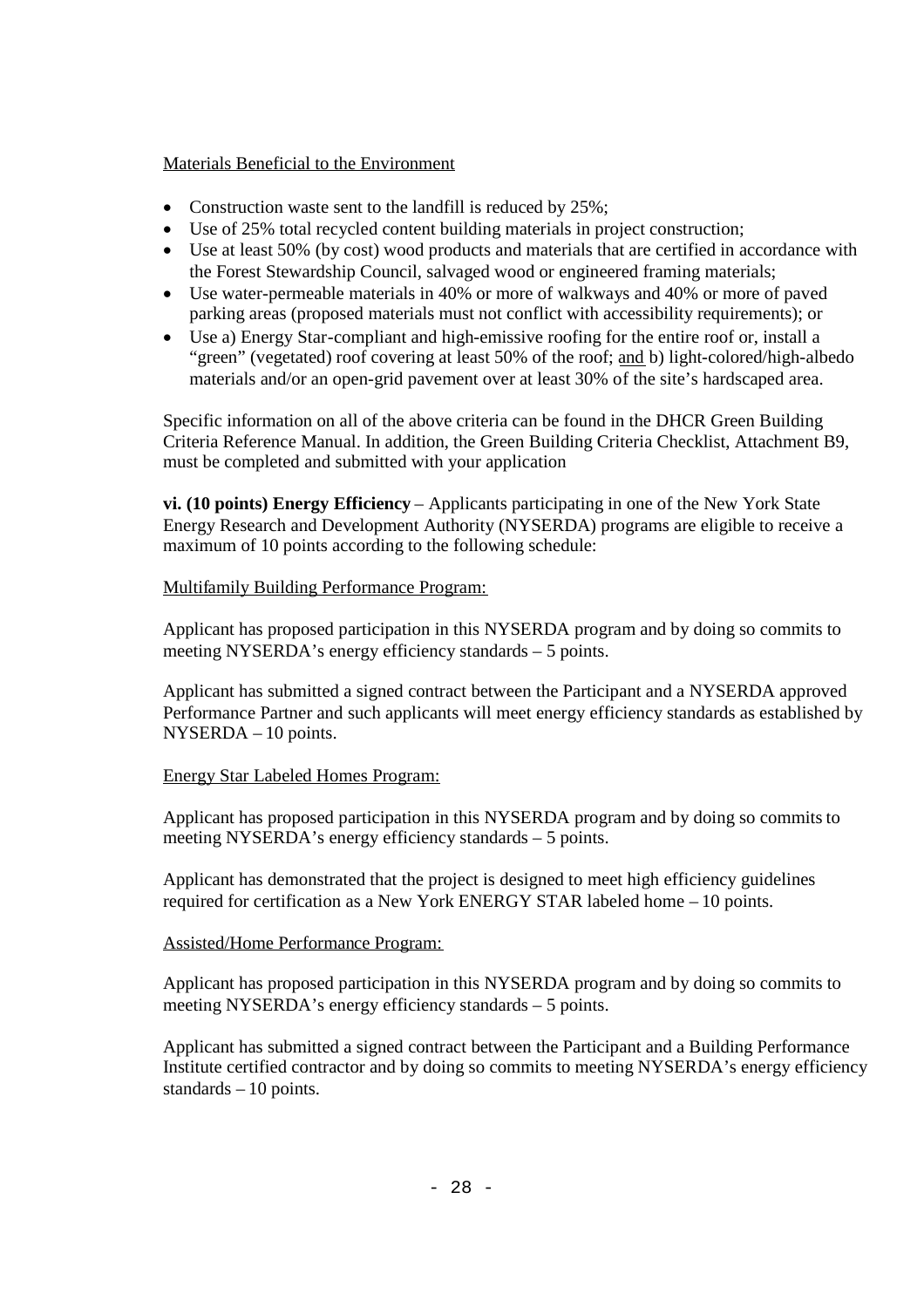Materials Beneficial to the Environment

- Construction waste sent to the landfill is reduced by 25%;
- Use of 25% total recycled content building materials in project construction;
- Use at least 50% (by cost) wood products and materials that are certified in accordance with the Forest Stewardship Council, salvaged wood or engineered framing materials;
- Use water-permeable materials in 40% or more of walkways and 40% or more of paved parking areas (proposed materials must not conflict with accessibility requirements); or
- Use a) Energy Star-compliant and high-emissive roofing for the entire roof or, install a "green" (vegetated) roof covering at least 50% of the roof; and b) light-colored/high-albedo materials and/or an open-grid pavement over at least 30% of the site's hardscaped area.

Specific information on all of the above criteria can be found in the DHCR Green Building Criteria Reference Manual. In addition, the Green Building Criteria Checklist, Attachment B9, must be completed and submitted with your application

**vi. (10 points) Energy Efficiency** – Applicants participating in one of the New York State Energy Research and Development Authority (NYSERDA) programs are eligible to receive a maximum of 10 points according to the following schedule:

Multifamily Building Performance Program:

Applicant has proposed participation in this NYSERDA program and by doing so commits to meeting NYSERDA's energy efficiency standards – 5 points.

Applicant has submitted a signed contract between the Participant and a NYSERDA approved Performance Partner and such applicants will meet energy efficiency standards as established by NYSERDA – 10 points.

Energy Star Labeled Homes Program:

Applicant has proposed participation in this NYSERDA program and by doing so commits to meeting NYSERDA's energy efficiency standards – 5 points.

Applicant has demonstrated that the project is designed to meet high efficiency guidelines required for certification as a New York ENERGY STAR labeled home – 10 points.

Assisted/Home Performance Program:

Applicant has proposed participation in this NYSERDA program and by doing so commits to meeting NYSERDA's energy efficiency standards – 5 points.

Applicant has submitted a signed contract between the Participant and a Building Performance Institute certified contractor and by doing so commits to meeting NYSERDA's energy efficiency standards – 10 points.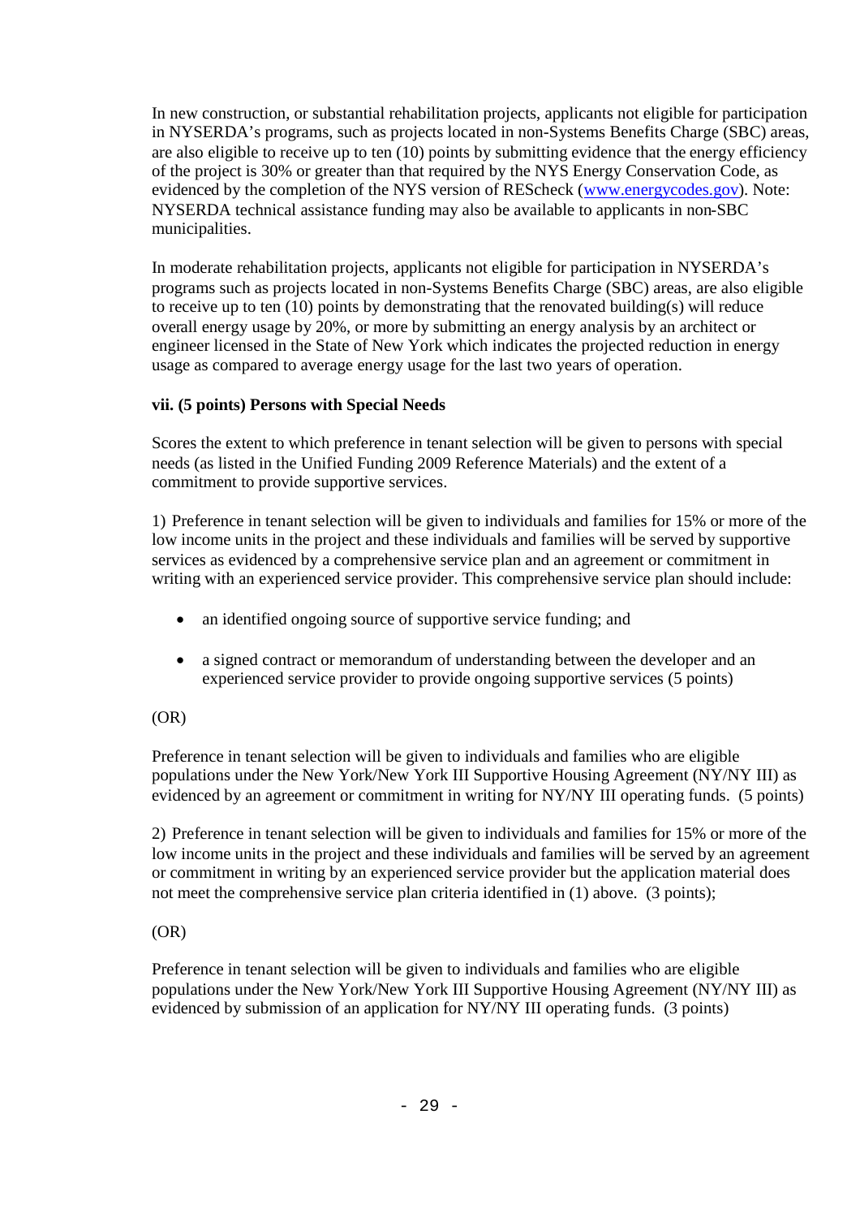In new construction, or substantial rehabilitation projects, applicants not eligible for participation in NYSERDA's programs, such as projects located in non-Systems Benefits Charge (SBC) areas, are also eligible to receive up to ten (10) points by submitting evidence that the energy efficiency of the project is 30% or greater than that required by the NYS Energy Conservation Code, as evidenced by the completion of the NYS version of REScheck (www.energycodes.gov). Note: NYSERDA technical assistance funding may also be available to applicants in non-SBC municipalities.

In moderate rehabilitation projects, applicants not eligible for participation in NYSERDA's programs such as projects located in non-Systems Benefits Charge (SBC) areas, are also eligible to receive up to ten (10) points by demonstrating that the renovated building(s) will reduce overall energy usage by 20%, or more by submitting an energy analysis by an architect or engineer licensed in the State of New York which indicates the projected reduction in energy usage as compared to average energy usage for the last two years of operation.

**vii. (5 points) Persons with Special Needs**

Scores the extent to which preference in tenant selection will be given to persons with special needs (as listed in the Unified Funding 2009 Reference Materials) and the extent of a commitment to provide supportive services.

1) Preference in tenant selection will be given to individuals and families for 15% or more of the low income units in the project and these individuals and families will be served by supportive services as evidenced by a comprehensive service plan and an agreement or commitment in writing with an experienced service provider. This comprehensive service plan should include:

- an identified ongoing source of supportive service funding; and
- a signed contract or memorandum of understanding between the developer and an experienced service provider to provide ongoing supportive services (5 points)

(OR)

Preference in tenant selection will be given to individuals and families who are eligible populations under the New York/New York III Supportive Housing Agreement (NY/NY III) as evidenced by an agreement or commitment in writing for NY/NY III operating funds. (5 points)

2) Preference in tenant selection will be given to individuals and families for 15% or more of the low income units in the project and these individuals and families will be served by an agreement or commitment in writing by an experienced service provider but the application material does not meet the comprehensive service plan criteria identified in (1) above. (3 points);

(OR)

Preference in tenant selection will be given to individuals and families who are eligible populations under the New York/New York III Supportive Housing Agreement (NY/NY III) as evidenced by submission of an application for NY/NY III operating funds. (3 points)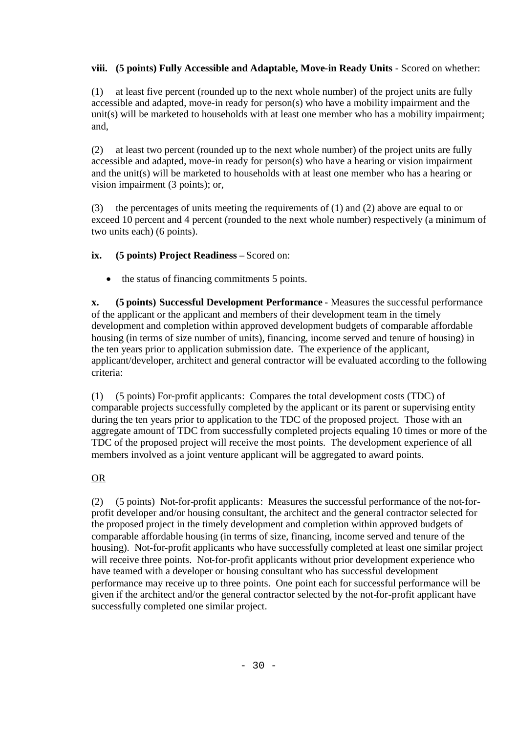**viii. (5 points) Fully Accessible and Adaptable, Move-in Ready Units** - Scored on whether:

(1) at least five percent (rounded up to the next whole number) of the project units are fully accessible and adapted, move-in ready for person(s) who have a mobility impairment and the unit(s) will be marketed to households with at least one member who has a mobility impairment; and,

(2) at least two percent (rounded up to the next whole number) of the project units are fully accessible and adapted, move-in ready for person(s) who have a hearing or vision impairment and the unit(s) will be marketed to households with at least one member who has a hearing or vision impairment (3 points); or,

(3) the percentages of units meeting the requirements of (1) and (2) above are equal to or exceed 10 percent and 4 percent (rounded to the next whole number) respectively (a minimum of two units each) (6 points).

**ix. (5 points) Project Readiness** – Scored on:

- the status of financing commitments 5 points.

**x. (5 points) Successful Development Performance** - Measures the successful performance of the applicant or the applicant and members of their development team in the timely development and completion within approved development budgets of comparable affordable housing (in terms of size number of units), financing, income served and tenure of housing) in the ten years prior to application submission date. The experience of the applicant, applicant/developer, architect and general contractor will be evaluated according to the following criteria:

(1) (5 points) For-profit applicants: Compares the total development costs (TDC) of comparable projects successfully completed by the applicant or its parent or supervising entity during the ten years prior to application to the TDC of the proposed project. Those with an aggregate amount of TDC from successfully completed projects equaling 10 times or more of the TDC of the proposed project will receive the most points. The development experience of all members involved as a joint venture applicant will be aggregated to award points.

<u>OR</u>

(2) (5 points) Not-for-profit applicants: Measures the successful performance of the not-for-profit developer and/or housing consultant, the architect and the general contractor selected for the proposed project in the timely development and completion within approved budgets of comparable affordable housing (in terms of size, financing, income served and tenure of the housing). Not-for-profit applicants who have successfully completed at least one similar project will receive three points. Not-for-profit applicants without prior development experience who have teamed with a developer or housing consultant who has successful development performance may receive up to three points. One point each for successful performance will be given if the architect and/or the general contractor selected by the not-for-profit applicant have successfully completed one similar project.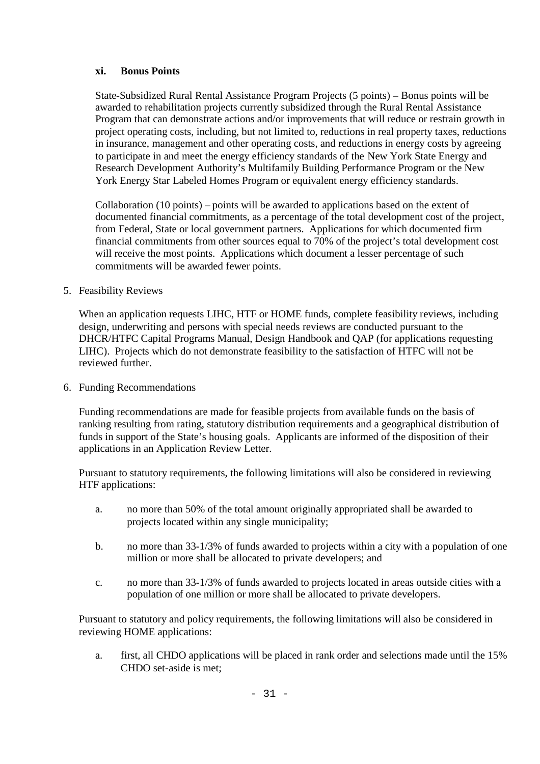### xi. Bonus Points

State-Subsidized Rural Rental Assistance Program Projects (5 points) – Bonus points will be awarded to rehabilitation projects currently subsidized through the Rural Rental Assistance Program that can demonstrate actions and/or improvements that will reduce or restrain growth in project operating costs, including, but not limited to, reductions in real property taxes, reductions in insurance, management and other operating costs, and reductions in energy costs by agreeing to participate in and meet the energy efficiency standards of the New York State Energy and Research Development Authority's Multifamily Building Performance Program or the New York Energy Star Labeled Homes Program or equivalent energy efficiency standards.

Collaboration (10 points) – points will be awarded to applications based on the extent of documented financial commitments, as a percentage of the total development cost of the project, from Federal, State or local government partners. Applications for which documented firm financial commitments from other sources equal to 70% of the project's total development cost will receive the most points. Applications which document a lesser percentage of such commitments will be awarded fewer points.

5. Feasibility Reviews

When an application requests LIHC, HTF or HOME funds, complete feasibility reviews, including design, underwriting and persons with special needs reviews are conducted pursuant to the DHCR/HTFC Capital Programs Manual, Design Handbook and QAP (for applications requesting LIHC). Projects which do not demonstrate feasibility to the satisfaction of HTFC will not be reviewed further.

6. Funding Recommendations

Funding recommendations are made for feasible projects from available funds on the basis of ranking resulting from rating, statutory distribution requirements and a geographical distribution of funds in support of the State's housing goals. Applicants are informed of the disposition of their applications in an Application Review Letter.

Pursuant to statutory requirements, the following limitations will also be considered in reviewing HTF applications:

a. no more than 50% of the total amount originally appropriated shall be awarded to projects located within any single municipality;

b. no more than 33-1/3% of funds awarded to projects within a city with a population of one million or more shall be allocated to private developers; and

c. no more than 33-1/3% of funds awarded to projects located in areas outside cities with a population of one million or more shall be allocated to private developers.

Pursuant to statutory and policy requirements, the following limitations will also be considered in reviewing HOME applications:

a. first, all CHDO applications will be placed in rank order and selections made until the 15% CHDO set-aside is met;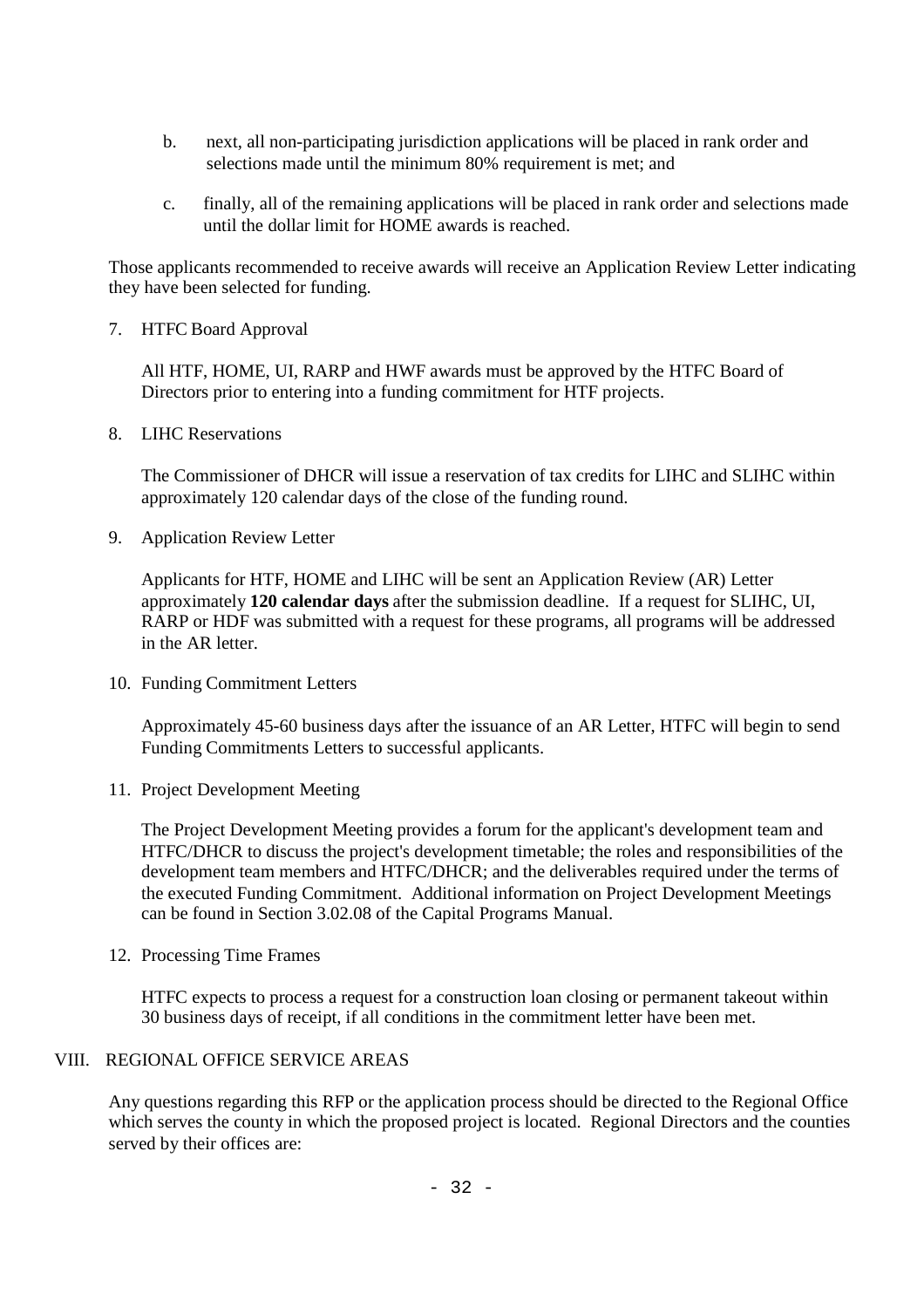b. next, all non-participating jurisdiction applications will be placed in rank order and selections made until the minimum 80% requirement is met; and

c. finally, all of the remaining applications will be placed in rank order and selections made until the dollar limit for HOME awards is reached.

Those applicants recommended to receive awards will receive an Application Review Letter indicating they have been selected for funding.

7. HTFC Board Approval

   All HTF, HOME, UI, RARP and HWF awards must be approved by the HTFC Board of Directors prior to entering into a funding commitment for HTF projects.

8. LIHC Reservations

   The Commissioner of DHCR will issue a reservation of tax credits for LIHC and SLIHC within approximately 120 calendar days of the close of the funding round.

9. Application Review Letter

   Applicants for HTF, HOME and LIHC will be sent an Application Review (AR) Letter approximately **120 calendar days** after the submission deadline. If a request for SLIHC, UI, RARP or HDF was submitted with a request for these programs, all programs will be addressed in the AR letter.

10. Funding Commitment Letters

    Approximately 45-60 business days after the issuance of an AR Letter, HTFC will begin to send Funding Commitments Letters to successful applicants.

11. Project Development Meeting

    The Project Development Meeting provides a forum for the applicant's development team and HTFC/DHCR to discuss the project's development timetable; the roles and responsibilities of the development team members and HTFC/DHCR; and the deliverables required under the terms of the executed Funding Commitment. Additional information on Project Development Meetings can be found in Section 3.02.08 of the Capital Programs Manual.

12. Processing Time Frames

    HTFC expects to process a request for a construction loan closing or permanent takeout within 30 business days of receipt, if all conditions in the commitment letter have been met.

## VIII. REGIONAL OFFICE SERVICE AREAS

Any questions regarding this RFP or the application process should be directed to the Regional Office which serves the county in which the proposed project is located. Regional Directors and the counties served by their offices are: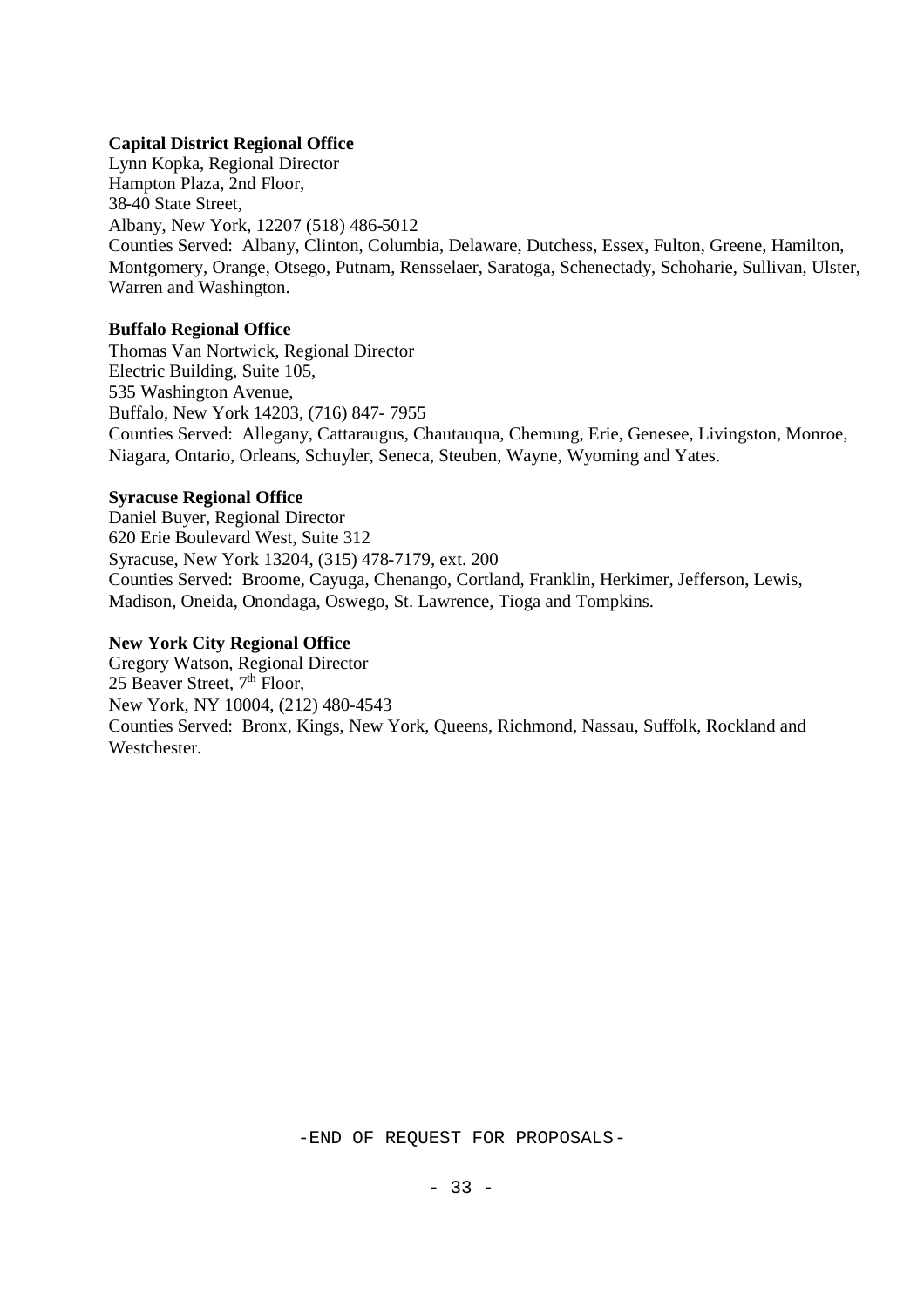**Capital District Regional Office**
Lynn Kopka, Regional Director
Hampton Plaza, 2nd Floor,
38-40 State Street,
Albany, New York, 12207 (518) 486-5012
Counties Served: Albany, Clinton, Columbia, Delaware, Dutchess, Essex, Fulton, Greene, Hamilton, Montgomery, Orange, Otsego, Putnam, Rensselaer, Saratoga, Schenectady, Schoharie, Sullivan, Ulster, Warren and Washington.

**Buffalo Regional Office**
Thomas Van Nortwick, Regional Director
Electric Building, Suite 105,
535 Washington Avenue,
Buffalo, New York 14203, (716) 847- 7955
Counties Served: Allegany, Cattaraugus, Chautauqua, Chemung, Erie, Genesee, Livingston, Monroe, Niagara, Ontario, Orleans, Schuyler, Seneca, Steuben, Wayne, Wyoming and Yates.

**Syracuse Regional Office**
Daniel Buyer, Regional Director
620 Erie Boulevard West, Suite 312
Syracuse, New York 13204, (315) 478-7179, ext. 200
Counties Served: Broome, Cayuga, Chenango, Cortland, Franklin, Herkimer, Jefferson, Lewis, Madison, Oneida, Onondaga, Oswego, St. Lawrence, Tioga and Tompkins.

**New York City Regional Office**
Gregory Watson, Regional Director
25 Beaver Street, 7th Floor,
New York, NY 10004, (212) 480-4543
Counties Served: Bronx, Kings, New York, Queens, Richmond, Nassau, Suffolk, Rockland and Westchester.

-END OF REQUEST FOR PROPOSALS-